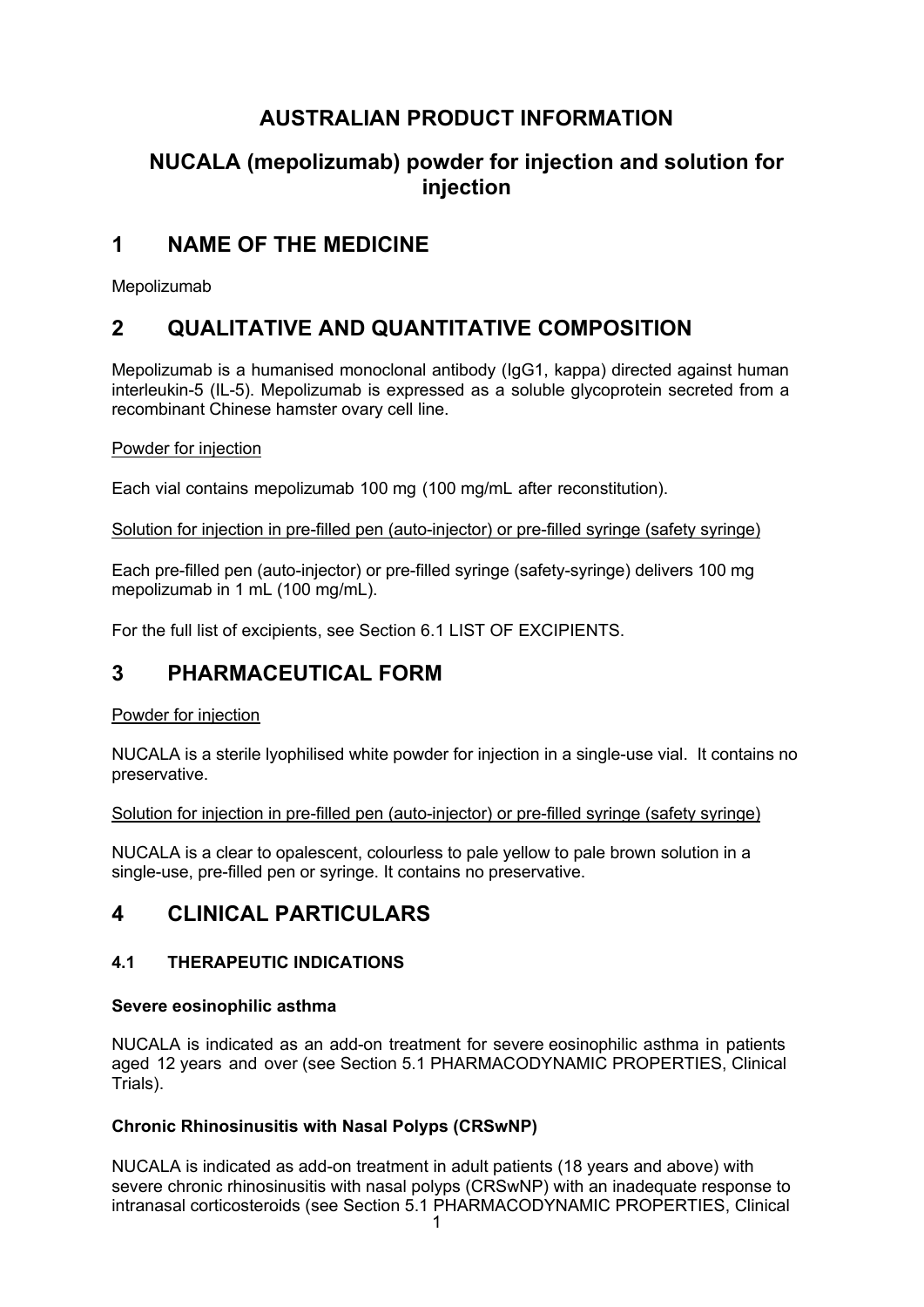# AUSTRALIAN PRODUCT INFORMATION

## NUCALA (mepolizumab) powder for injection and solution for injection

# 1 NAME OF THE MEDICINE

Mepolizumab

# 2 QUALITATIVE AND QUANTITATIVE COMPOSITION

Mepolizumab is a humanised monoclonal antibody (IgG1, kappa) directed against human interleukin-5 (IL-5). Mepolizumab is expressed as a soluble glycoprotein secreted from a recombinant Chinese hamster ovary cell line.

Powder for injection

Each vial contains mepolizumab 100 mg (100 mg/mL after reconstitution).

Solution for injection in pre-filled pen (auto-injector) or pre-filled syringe (safety syringe)

Each pre-filled pen (auto-injector) or pre-filled syringe (safety-syringe) delivers 100 mg mepolizumab in 1 mL (100 mg/mL).

For the full list of excipients, see Section 6.1 LIST OF EXCIPIENTS.

# 3 PHARMACEUTICAL FORM

Powder for injection

NUCALA is a sterile lyophilised white powder for injection in a single-use vial. It contains no preservative.

Solution for injection in pre-filled pen (auto-injector) or pre-filled syringe (safety syringe)

NUCALA is a clear to opalescent, colourless to pale yellow to pale brown solution in a single-use, pre-filled pen or syringe. It contains no preservative.

# 4 CLINICAL PARTICULARS

## 4.1 THERAPEUTIC INDICATIONS

**Severe eosinophilic asthma**

NUCALA is indicated as an add-on treatment for severe eosinophilic asthma in patients aged 12 years and over (see Section 5.1 PHARMACODYNAMIC PROPERTIES, Clinical Trials).

**Chronic Rhinosinusitis with Nasal Polyps (CRSwNP)**

NUCALA is indicated as add-on treatment in adult patients (18 years and above) with severe chronic rhinosinusitis with nasal polyps (CRSwNP) with an inadequate response to intranasal corticosteroids (see Section 5.1 PHARMACODYNAMIC PROPERTIES, Clinical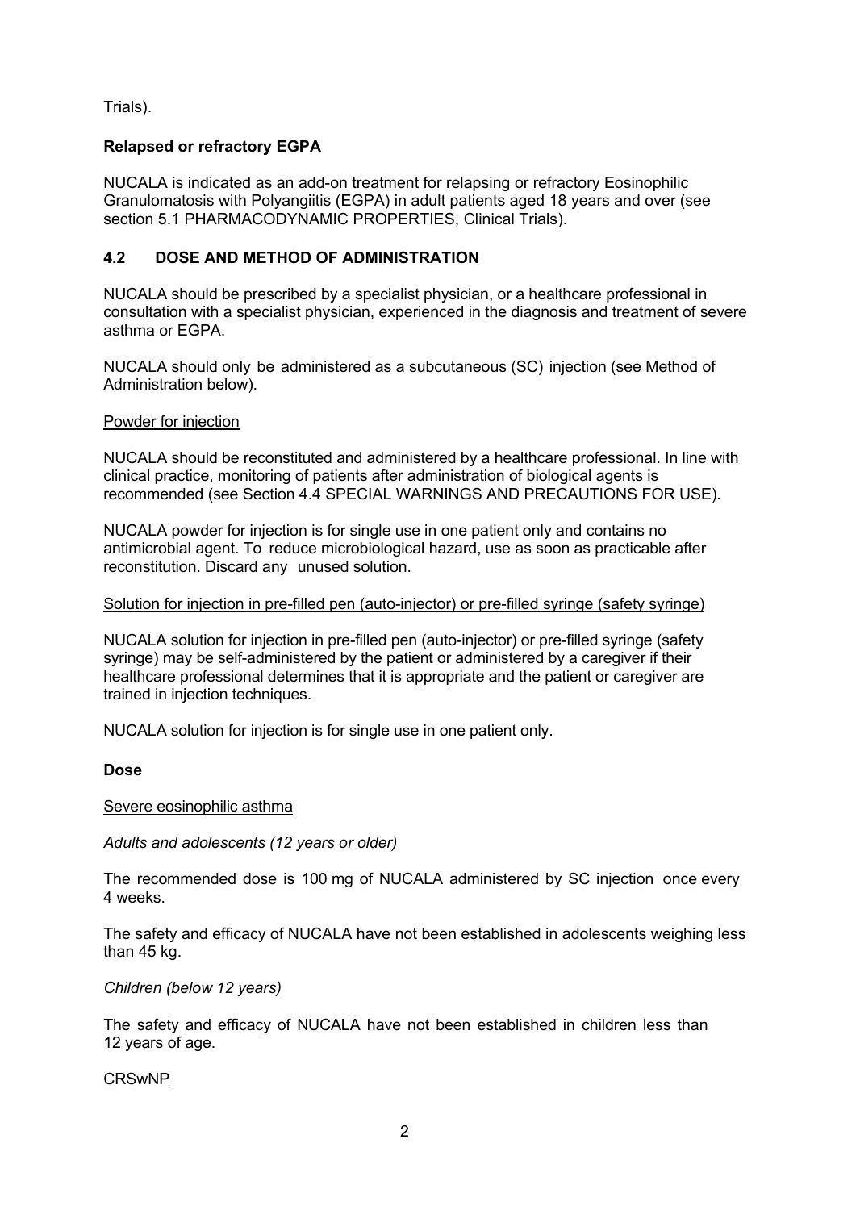Trials).

**Relapsed or refractory EGPA**

NUCALA is indicated as an add-on treatment for relapsing or refractory Eosinophilic Granulomatosis with Polyangiitis (EGPA) in adult patients aged 18 years and over (see section 5.1 PHARMACODYNAMIC PROPERTIES, Clinical Trials).

## 4.2 DOSE AND METHOD OF ADMINISTRATION

NUCALA should be prescribed by a specialist physician, or a healthcare professional in consultation with a specialist physician, experienced in the diagnosis and treatment of severe asthma or EGPA.

NUCALA should only be administered as a subcutaneous (SC) injection (see Method of Administration below).

Powder for injection

NUCALA should be reconstituted and administered by a healthcare professional. In line with clinical practice, monitoring of patients after administration of biological agents is recommended (see Section 4.4 SPECIAL WARNINGS AND PRECAUTIONS FOR USE).

NUCALA powder for injection is for single use in one patient only and contains no antimicrobial agent. To reduce microbiological hazard, use as soon as practicable after reconstitution. Discard any unused solution.

Solution for injection in pre-filled pen (auto-injector) or pre-filled syringe (safety syringe)

NUCALA solution for injection in pre-filled pen (auto-injector) or pre-filled syringe (safety syringe) may be self-administered by the patient or administered by a caregiver if their healthcare professional determines that it is appropriate and the patient or caregiver are trained in injection techniques.

NUCALA solution for injection is for single use in one patient only.

**Dose**

Severe eosinophilic asthma

*Adults and adolescents (12 years or older)*

The recommended dose is 100 mg of NUCALA administered by SC injection once every 4 weeks.

The safety and efficacy of NUCALA have not been established in adolescents weighing less than 45 kg.

*Children (below 12 years)*

The safety and efficacy of NUCALA have not been established in children less than 12 years of age.

CRSwNP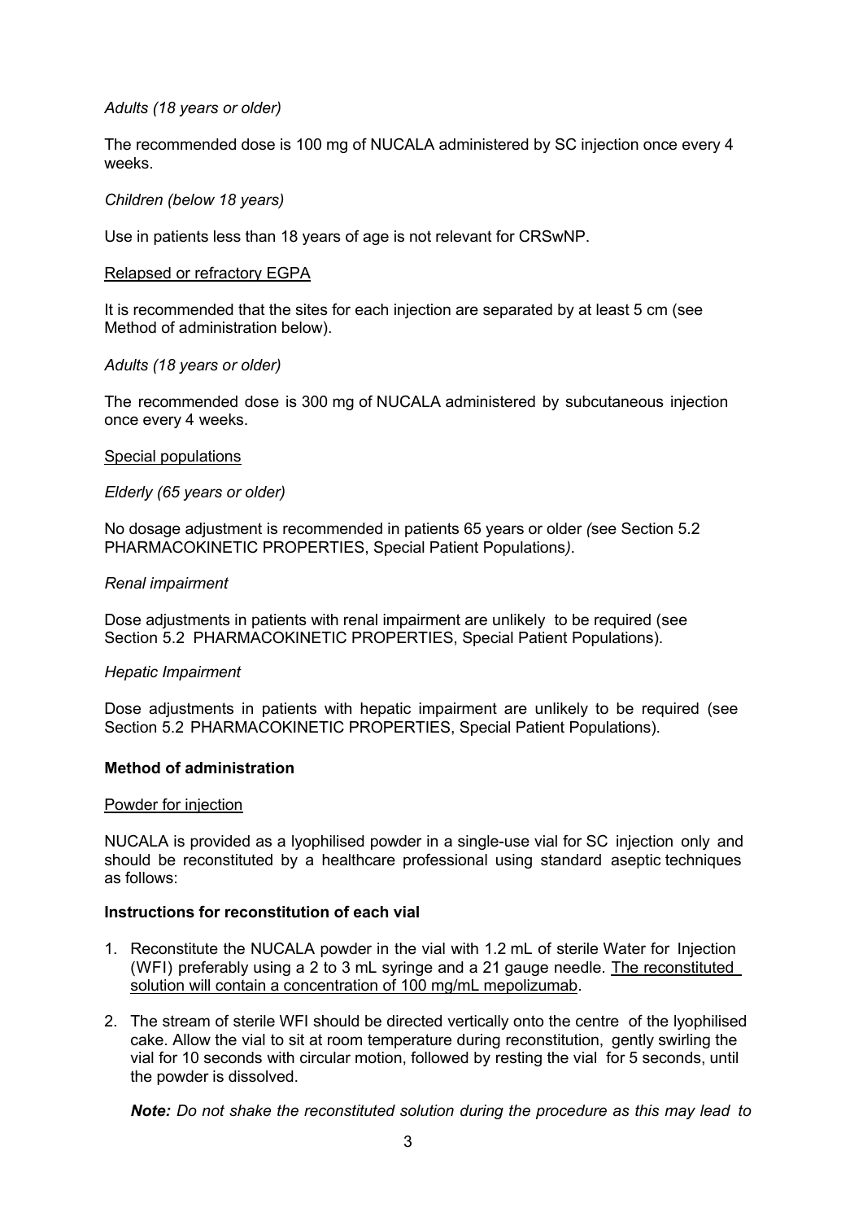*Adults (18 years or older)*

The recommended dose is 100 mg of NUCALA administered by SC injection once every 4 weeks.

*Children (below 18 years)*

Use in patients less than 18 years of age is not relevant for CRSwNP.

<u>Relapsed or refractory EGPA</u>

It is recommended that the sites for each injection are separated by at least 5 cm (see Method of administration below).

*Adults (18 years or older)*

The recommended dose is 300 mg of NUCALA administered by subcutaneous injection once every 4 weeks.

<u>Special populations</u>

*Elderly (65 years or older)*

No dosage adjustment is recommended in patients 65 years or older *(*see Section 5.2 PHARMACOKINETIC PROPERTIES, Special Patient Populations*)*.

*Renal impairment*

Dose adjustments in patients with renal impairment are unlikely to be required (see Section 5.2 PHARMACOKINETIC PROPERTIES, Special Patient Populations).

*Hepatic Impairment*

Dose adjustments in patients with hepatic impairment are unlikely to be required (see Section 5.2 PHARMACOKINETIC PROPERTIES, Special Patient Populations).

**Method of administration**

<u>Powder for injection</u>

NUCALA is provided as a lyophilised powder in a single-use vial for SC injection only and should be reconstituted by a healthcare professional using standard aseptic techniques as follows:

**Instructions for reconstitution of each vial**

1. Reconstitute the NUCALA powder in the vial with 1.2 mL of sterile Water for Injection (WFI) preferably using a 2 to 3 mL syringe and a 21 gauge needle. <u>The reconstituted solution will contain a concentration of 100 mg/mL mepolizumab</u>.
2. The stream of sterile WFI should be directed vertically onto the centre of the lyophilised cake. Allow the vial to sit at room temperature during reconstitution, gently swirling the vial for 10 seconds with circular motion, followed by resting the vial for 5 seconds, until the powder is dissolved.

   ***Note:*** *Do not shake the reconstituted solution during the procedure as this may lead to*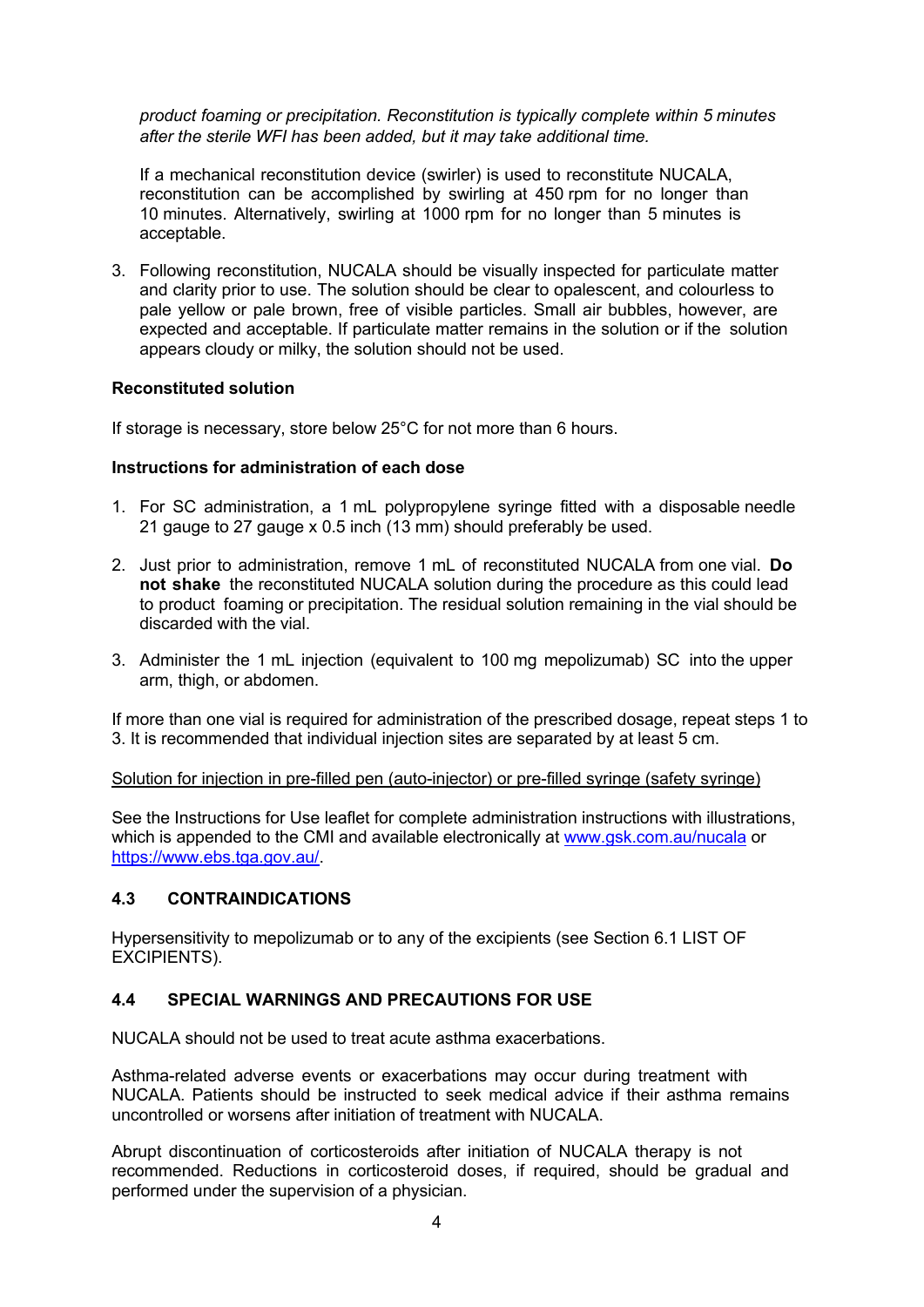*product foaming or precipitation. Reconstitution is typically complete within 5 minutes after the sterile WFI has been added, but it may take additional time.*

If a mechanical reconstitution device (swirler) is used to reconstitute NUCALA, reconstitution can be accomplished by swirling at 450 rpm for no longer than 10 minutes. Alternatively, swirling at 1000 rpm for no longer than 5 minutes is acceptable.

3. Following reconstitution, NUCALA should be visually inspected for particulate matter and clarity prior to use. The solution should be clear to opalescent, and colourless to pale yellow or pale brown, free of visible particles. Small air bubbles, however, are expected and acceptable. If particulate matter remains in the solution or if the solution appears cloudy or milky, the solution should not be used.

**Reconstituted solution**

If storage is necessary, store below 25°C for not more than 6 hours.

**Instructions for administration of each dose**

1. For SC administration, a 1 mL polypropylene syringe fitted with a disposable needle 21 gauge to 27 gauge x 0.5 inch (13 mm) should preferably be used.
2. Just prior to administration, remove 1 mL of reconstituted NUCALA from one vial. **Do not shake** the reconstituted NUCALA solution during the procedure as this could lead to product foaming or precipitation. The residual solution remaining in the vial should be discarded with the vial.
3. Administer the 1 mL injection (equivalent to 100 mg mepolizumab) SC into the upper arm, thigh, or abdomen.

If more than one vial is required for administration of the prescribed dosage, repeat steps 1 to 3. It is recommended that individual injection sites are separated by at least 5 cm.

Solution for injection in pre-filled pen (auto-injector) or pre-filled syringe (safety syringe)

See the Instructions for Use leaflet for complete administration instructions with illustrations, which is appended to the CMI and available electronically at www.gsk.com.au/nucala or https://www.ebs.tga.gov.au/.

## 4.3 CONTRAINDICATIONS

Hypersensitivity to mepolizumab or to any of the excipients (see Section 6.1 LIST OF EXCIPIENTS).

## 4.4 SPECIAL WARNINGS AND PRECAUTIONS FOR USE

NUCALA should not be used to treat acute asthma exacerbations.

Asthma-related adverse events or exacerbations may occur during treatment with NUCALA. Patients should be instructed to seek medical advice if their asthma remains uncontrolled or worsens after initiation of treatment with NUCALA.

Abrupt discontinuation of corticosteroids after initiation of NUCALA therapy is not recommended. Reductions in corticosteroid doses, if required, should be gradual and performed under the supervision of a physician.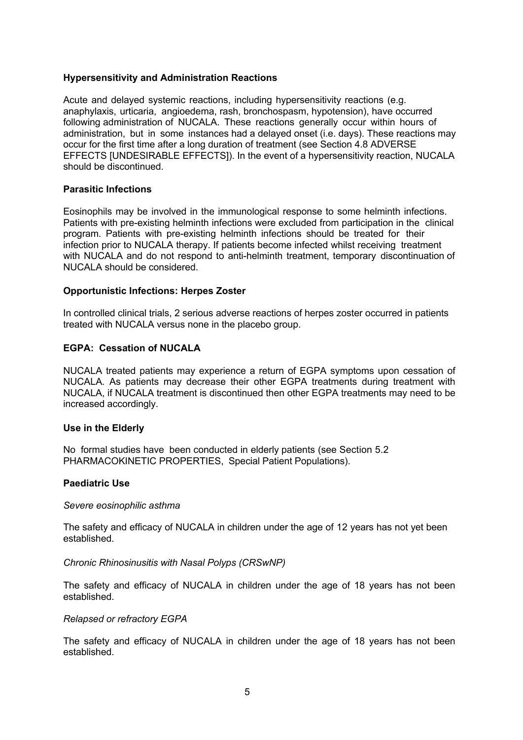**Hypersensitivity and Administration Reactions**

Acute and delayed systemic reactions, including hypersensitivity reactions (e.g. anaphylaxis, urticaria, angioedema, rash, bronchospasm, hypotension), have occurred following administration of NUCALA. These reactions generally occur within hours of administration, but in some instances had a delayed onset (i.e. days). These reactions may occur for the first time after a long duration of treatment (see Section 4.8 ADVERSE EFFECTS [UNDESIRABLE EFFECTS]). In the event of a hypersensitivity reaction, NUCALA should be discontinued.

**Parasitic Infections**

Eosinophils may be involved in the immunological response to some helminth infections. Patients with pre-existing helminth infections were excluded from participation in the clinical program. Patients with pre-existing helminth infections should be treated for their infection prior to NUCALA therapy. If patients become infected whilst receiving treatment with NUCALA and do not respond to anti-helminth treatment, temporary discontinuation of NUCALA should be considered.

**Opportunistic Infections: Herpes Zoster**

In controlled clinical trials, 2 serious adverse reactions of herpes zoster occurred in patients treated with NUCALA versus none in the placebo group.

**EGPA: Cessation of NUCALA**

NUCALA treated patients may experience a return of EGPA symptoms upon cessation of NUCALA. As patients may decrease their other EGPA treatments during treatment with NUCALA, if NUCALA treatment is discontinued then other EGPA treatments may need to be increased accordingly.

**Use in the Elderly**

No formal studies have been conducted in elderly patients (see Section 5.2 PHARMACOKINETIC PROPERTIES, Special Patient Populations).

**Paediatric Use**

*Severe eosinophilic asthma*

The safety and efficacy of NUCALA in children under the age of 12 years has not yet been established.

*Chronic Rhinosinusitis with Nasal Polyps (CRSwNP)*

The safety and efficacy of NUCALA in children under the age of 18 years has not been established.

*Relapsed or refractory EGPA*

The safety and efficacy of NUCALA in children under the age of 18 years has not been established.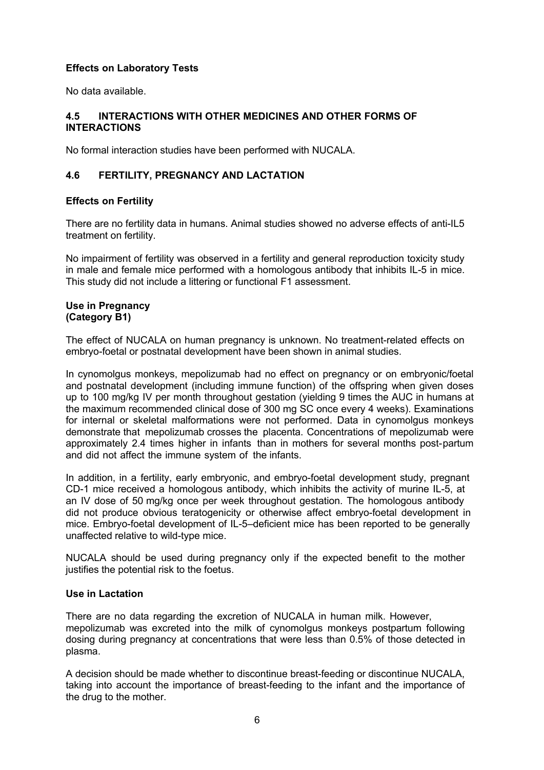**Effects on Laboratory Tests**

No data available.

## 4.5 INTERACTIONS WITH OTHER MEDICINES AND OTHER FORMS OF INTERACTIONS

No formal interaction studies have been performed with NUCALA.

## 4.6 FERTILITY, PREGNANCY AND LACTATION

**Effects on Fertility**

There are no fertility data in humans. Animal studies showed no adverse effects of anti-IL5 treatment on fertility.

No impairment of fertility was observed in a fertility and general reproduction toxicity study in male and female mice performed with a homologous antibody that inhibits IL-5 in mice. This study did not include a littering or functional F1 assessment.

**Use in Pregnancy**
**(Category B1)**

The effect of NUCALA on human pregnancy is unknown. No treatment-related effects on embryo-foetal or postnatal development have been shown in animal studies.

In cynomolgus monkeys, mepolizumab had no effect on pregnancy or on embryonic/foetal and postnatal development (including immune function) of the offspring when given doses up to 100 mg/kg IV per month throughout gestation (yielding 9 times the AUC in humans at the maximum recommended clinical dose of 300 mg SC once every 4 weeks). Examinations for internal or skeletal malformations were not performed. Data in cynomolgus monkeys demonstrate that mepolizumab crosses the placenta. Concentrations of mepolizumab were approximately 2.4 times higher in infants than in mothers for several months post-partum and did not affect the immune system of the infants.

In addition, in a fertility, early embryonic, and embryo-foetal development study, pregnant CD-1 mice received a homologous antibody, which inhibits the activity of murine IL-5, at an IV dose of 50 mg/kg once per week throughout gestation. The homologous antibody did not produce obvious teratogenicity or otherwise affect embryo-foetal development in mice. Embryo-foetal development of IL-5–deficient mice has been reported to be generally unaffected relative to wild-type mice.

NUCALA should be used during pregnancy only if the expected benefit to the mother justifies the potential risk to the foetus.

**Use in Lactation**

There are no data regarding the excretion of NUCALA in human milk. However, mepolizumab was excreted into the milk of cynomolgus monkeys postpartum following dosing during pregnancy at concentrations that were less than 0.5% of those detected in plasma.

A decision should be made whether to discontinue breast-feeding or discontinue NUCALA, taking into account the importance of breast-feeding to the infant and the importance of the drug to the mother.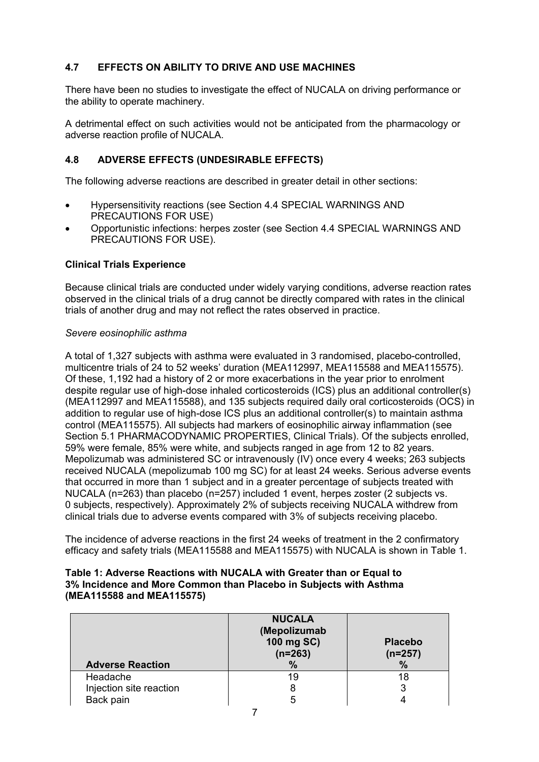## 4.7 EFFECTS ON ABILITY TO DRIVE AND USE MACHINES

There have been no studies to investigate the effect of NUCALA on driving performance or the ability to operate machinery.

A detrimental effect on such activities would not be anticipated from the pharmacology or adverse reaction profile of NUCALA.

## 4.8 ADVERSE EFFECTS (UNDESIRABLE EFFECTS)

The following adverse reactions are described in greater detail in other sections:

- Hypersensitivity reactions (see Section 4.4 SPECIAL WARNINGS AND PRECAUTIONS FOR USE)
- Opportunistic infections: herpes zoster (see Section 4.4 SPECIAL WARNINGS AND PRECAUTIONS FOR USE).

### Clinical Trials Experience

Because clinical trials are conducted under widely varying conditions, adverse reaction rates observed in the clinical trials of a drug cannot be directly compared with rates in the clinical trials of another drug and may not reflect the rates observed in practice.

*Severe eosinophilic asthma*

A total of 1,327 subjects with asthma were evaluated in 3 randomised, placebo-controlled, multicentre trials of 24 to 52 weeks' duration (MEA112997, MEA115588 and MEA115575). Of these, 1,192 had a history of 2 or more exacerbations in the year prior to enrolment despite regular use of high-dose inhaled corticosteroids (ICS) plus an additional controller(s) (MEA112997 and MEA115588), and 135 subjects required daily oral corticosteroids (OCS) in addition to regular use of high-dose ICS plus an additional controller(s) to maintain asthma control (MEA115575). All subjects had markers of eosinophilic airway inflammation (see Section 5.1 PHARMACODYNAMIC PROPERTIES, Clinical Trials). Of the subjects enrolled, 59% were female, 85% were white, and subjects ranged in age from 12 to 82 years. Mepolizumab was administered SC or intravenously (IV) once every 4 weeks; 263 subjects received NUCALA (mepolizumab 100 mg SC) for at least 24 weeks. Serious adverse events that occurred in more than 1 subject and in a greater percentage of subjects treated with NUCALA (n=263) than placebo (n=257) included 1 event, herpes zoster (2 subjects vs. 0 subjects, respectively). Approximately 2% of subjects receiving NUCALA withdrew from clinical trials due to adverse events compared with 3% of subjects receiving placebo.

The incidence of adverse reactions in the first 24 weeks of treatment in the 2 confirmatory efficacy and safety trials (MEA115588 and MEA115575) with NUCALA is shown in Table 1.

**Table 1: Adverse Reactions with NUCALA with Greater than or Equal to 3% Incidence and More Common than Placebo in Subjects with Asthma (MEA115588 and MEA115575)**

| Adverse Reaction | NUCALA (Mepolizumab 100 mg SC) (n=263) % | Placebo (n=257) % |
|---|---|---|
| Headache | 19 | 18 |
| Injection site reaction | 8 | 3 |
| Back pain | 5 | 4 |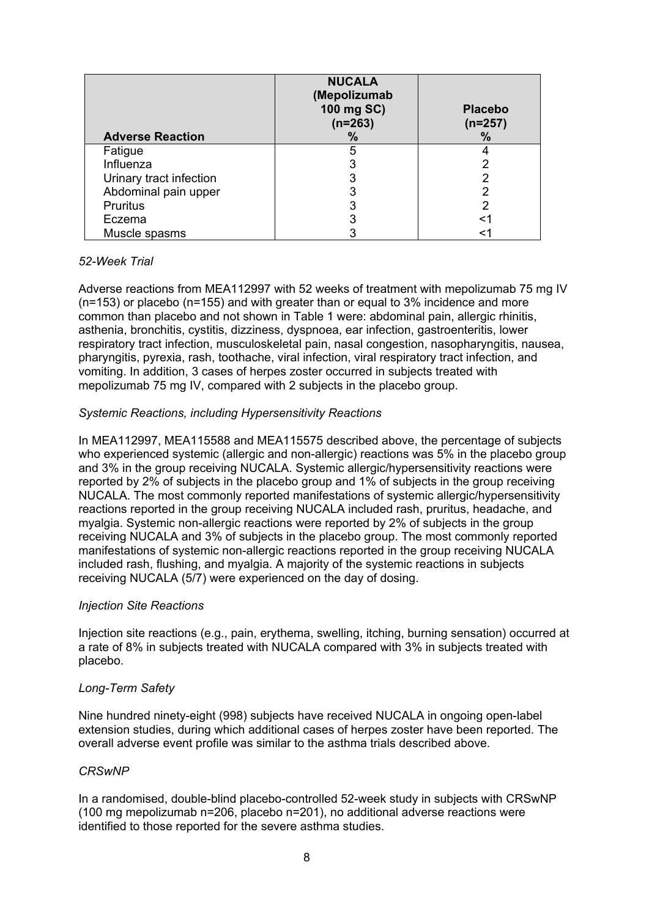| Adverse Reaction | NUCALA (Mepolizumab 100 mg SC) (n=263) % | Placebo (n=257) % |
|---|---|---|
| Fatigue | 5 | 4 |
| Influenza | 3 | 2 |
| Urinary tract infection | 3 | 2 |
| Abdominal pain upper | 3 | 2 |
| Pruritus | 3 | 2 |
| Eczema | 3 | <1 |
| Muscle spasms | 3 | <1 |

*52-Week Trial*

Adverse reactions from MEA112997 with 52 weeks of treatment with mepolizumab 75 mg IV (n=153) or placebo (n=155) and with greater than or equal to 3% incidence and more common than placebo and not shown in Table 1 were: abdominal pain, allergic rhinitis, asthenia, bronchitis, cystitis, dizziness, dyspnoea, ear infection, gastroenteritis, lower respiratory tract infection, musculoskeletal pain, nasal congestion, nasopharyngitis, nausea, pharyngitis, pyrexia, rash, toothache, viral infection, viral respiratory tract infection, and vomiting. In addition, 3 cases of herpes zoster occurred in subjects treated with mepolizumab 75 mg IV, compared with 2 subjects in the placebo group.

*Systemic Reactions, including Hypersensitivity Reactions*

In MEA112997, MEA115588 and MEA115575 described above, the percentage of subjects who experienced systemic (allergic and non-allergic) reactions was 5% in the placebo group and 3% in the group receiving NUCALA. Systemic allergic/hypersensitivity reactions were reported by 2% of subjects in the placebo group and 1% of subjects in the group receiving NUCALA. The most commonly reported manifestations of systemic allergic/hypersensitivity reactions reported in the group receiving NUCALA included rash, pruritus, headache, and myalgia. Systemic non-allergic reactions were reported by 2% of subjects in the group receiving NUCALA and 3% of subjects in the placebo group. The most commonly reported manifestations of systemic non-allergic reactions reported in the group receiving NUCALA included rash, flushing, and myalgia. A majority of the systemic reactions in subjects receiving NUCALA (5/7) were experienced on the day of dosing.

*Injection Site Reactions*

Injection site reactions (e.g., pain, erythema, swelling, itching, burning sensation) occurred at a rate of 8% in subjects treated with NUCALA compared with 3% in subjects treated with placebo.

*Long-Term Safety*

Nine hundred ninety-eight (998) subjects have received NUCALA in ongoing open-label extension studies, during which additional cases of herpes zoster have been reported. The overall adverse event profile was similar to the asthma trials described above.

*CRSwNP*

In a randomised, double-blind placebo-controlled 52-week study in subjects with CRSwNP (100 mg mepolizumab n=206, placebo n=201), no additional adverse reactions were identified to those reported for the severe asthma studies.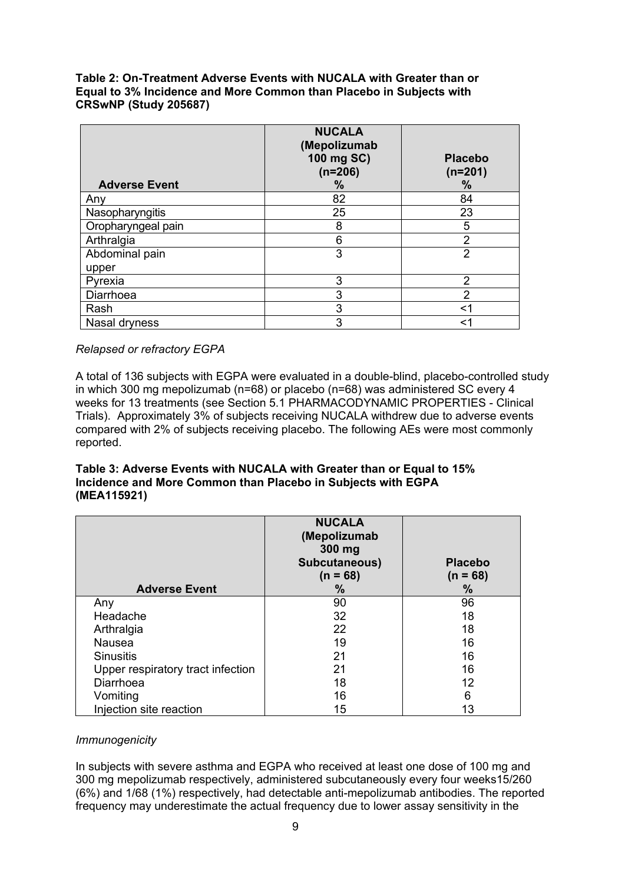**Table 2: On-Treatment Adverse Events with NUCALA with Greater than or Equal to 3% Incidence and More Common than Placebo in Subjects with CRSwNP (Study 205687)**

| Adverse Event | NUCALA (Mepolizumab 100 mg SC) (n=206) % | Placebo (n=201) % |
|---|---|---|
| Any | 82 | 84 |
| Nasopharyngitis | 25 | 23 |
| Oropharyngeal pain | 8 | 5 |
| Arthralgia | 6 | 2 |
| Abdominal pain upper | 3 | 2 |
| Pyrexia | 3 | 2 |
| Diarrhoea | 3 | 2 |
| Rash | 3 | <1 |
| Nasal dryness | 3 | <1 |

*Relapsed or refractory EGPA*

A total of 136 subjects with EGPA were evaluated in a double-blind, placebo-controlled study in which 300 mg mepolizumab (n=68) or placebo (n=68) was administered SC every 4 weeks for 13 treatments (see Section 5.1 PHARMACODYNAMIC PROPERTIES - Clinical Trials). Approximately 3% of subjects receiving NUCALA withdrew due to adverse events compared with 2% of subjects receiving placebo. The following AEs were most commonly reported.

**Table 3: Adverse Events with NUCALA with Greater than or Equal to 15% Incidence and More Common than Placebo in Subjects with EGPA (MEA115921)**

| Adverse Event | NUCALA (Mepolizumab 300 mg Subcutaneous) (n = 68) % | Placebo (n = 68) % |
|---|---|---|
| Any | 90 | 96 |
| Headache | 32 | 18 |
| Arthralgia | 22 | 18 |
| Nausea | 19 | 16 |
| Sinusitis | 21 | 16 |
| Upper respiratory tract infection | 21 | 16 |
| Diarrhoea | 18 | 12 |
| Vomiting | 16 | 6 |
| Injection site reaction | 15 | 13 |

*Immunogenicity*

In subjects with severe asthma and EGPA who received at least one dose of 100 mg and 300 mg mepolizumab respectively, administered subcutaneously every four weeks15/260 (6%) and 1/68 (1%) respectively, had detectable anti-mepolizumab antibodies. The reported frequency may underestimate the actual frequency due to lower assay sensitivity in the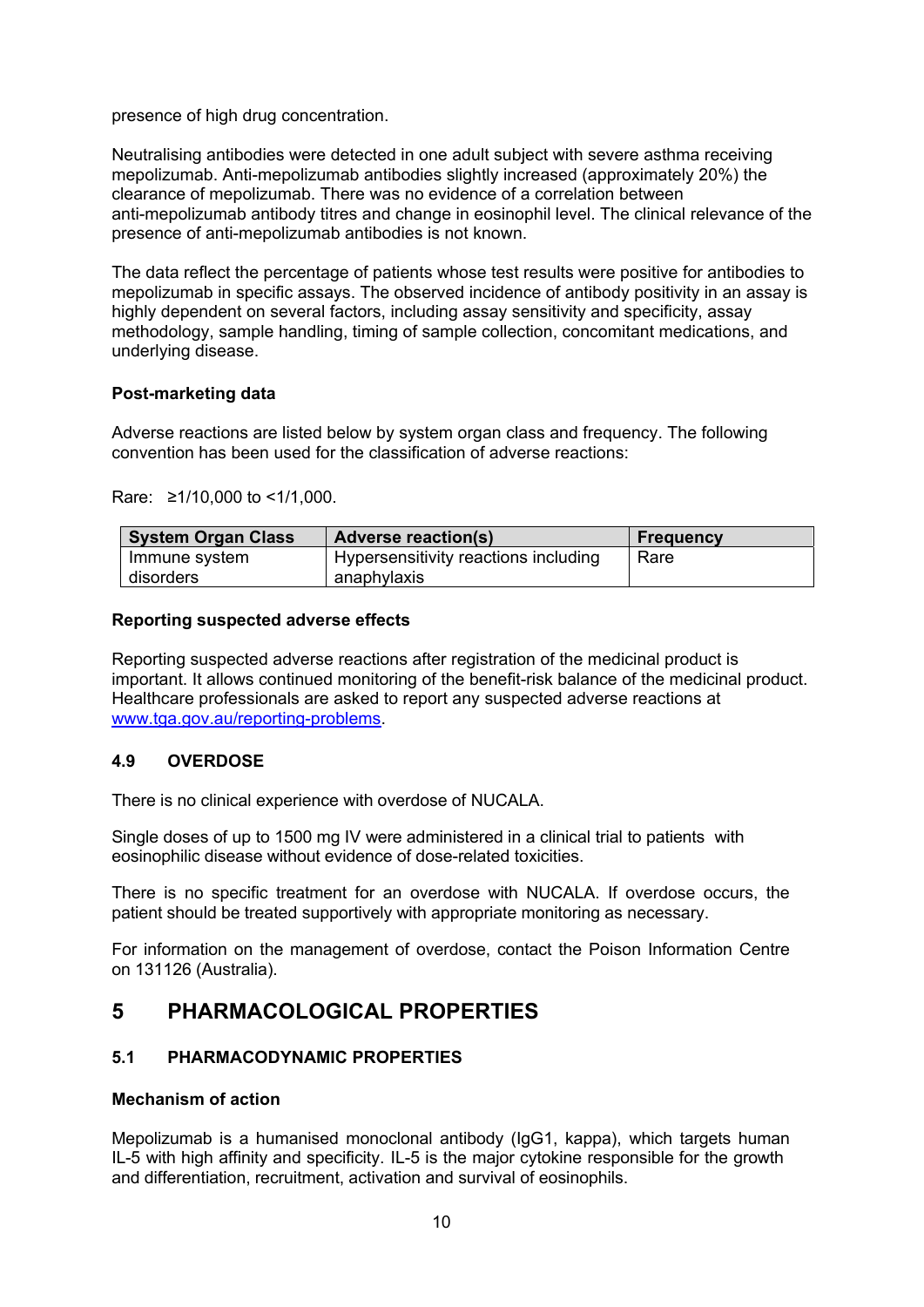presence of high drug concentration.

Neutralising antibodies were detected in one adult subject with severe asthma receiving mepolizumab. Anti-mepolizumab antibodies slightly increased (approximately 20%) the clearance of mepolizumab. There was no evidence of a correlation between anti-mepolizumab antibody titres and change in eosinophil level. The clinical relevance of the presence of anti-mepolizumab antibodies is not known.

The data reflect the percentage of patients whose test results were positive for antibodies to mepolizumab in specific assays. The observed incidence of antibody positivity in an assay is highly dependent on several factors, including assay sensitivity and specificity, assay methodology, sample handling, timing of sample collection, concomitant medications, and underlying disease.

**Post-marketing data**

Adverse reactions are listed below by system organ class and frequency. The following convention has been used for the classification of adverse reactions:

Rare: ≥1/10,000 to <1/1,000.

| System Organ Class | Adverse reaction(s) | Frequency |
|---|---|---|
| Immune system disorders | Hypersensitivity reactions including anaphylaxis | Rare |

**Reporting suspected adverse effects**

Reporting suspected adverse reactions after registration of the medicinal product is important. It allows continued monitoring of the benefit-risk balance of the medicinal product. Healthcare professionals are asked to report any suspected adverse reactions at www.tga.gov.au/reporting-problems.

### 4.9 OVERDOSE

There is no clinical experience with overdose of NUCALA.

Single doses of up to 1500 mg IV were administered in a clinical trial to patients with eosinophilic disease without evidence of dose-related toxicities.

There is no specific treatment for an overdose with NUCALA. If overdose occurs, the patient should be treated supportively with appropriate monitoring as necessary.

For information on the management of overdose, contact the Poison Information Centre on 131126 (Australia).

# 5 PHARMACOLOGICAL PROPERTIES

### 5.1 PHARMACODYNAMIC PROPERTIES

**Mechanism of action**

Mepolizumab is a humanised monoclonal antibody (IgG1, kappa), which targets human IL-5 with high affinity and specificity. IL-5 is the major cytokine responsible for the growth and differentiation, recruitment, activation and survival of eosinophils.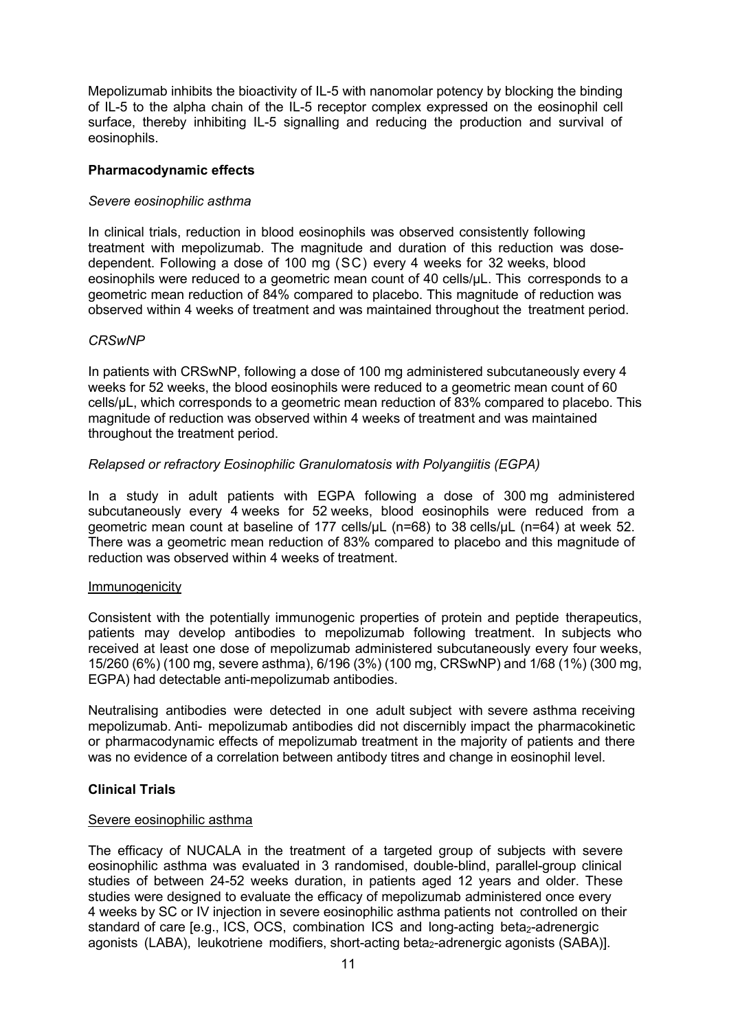Mepolizumab inhibits the bioactivity of IL-5 with nanomolar potency by blocking the binding of IL-5 to the alpha chain of the IL-5 receptor complex expressed on the eosinophil cell surface, thereby inhibiting IL-5 signalling and reducing the production and survival of eosinophils.

**Pharmacodynamic effects**

*Severe eosinophilic asthma*

In clinical trials, reduction in blood eosinophils was observed consistently following treatment with mepolizumab. The magnitude and duration of this reduction was dose-dependent. Following a dose of 100 mg (SC) every 4 weeks for 32 weeks, blood eosinophils were reduced to a geometric mean count of 40 cells/μL. This corresponds to a geometric mean reduction of 84% compared to placebo. This magnitude of reduction was observed within 4 weeks of treatment and was maintained throughout the treatment period.

*CRSwNP*

In patients with CRSwNP, following a dose of 100 mg administered subcutaneously every 4 weeks for 52 weeks, the blood eosinophils were reduced to a geometric mean count of 60 cells/μL, which corresponds to a geometric mean reduction of 83% compared to placebo. This magnitude of reduction was observed within 4 weeks of treatment and was maintained throughout the treatment period.

*Relapsed or refractory Eosinophilic Granulomatosis with Polyangiitis (EGPA)*

In a study in adult patients with EGPA following a dose of 300 mg administered subcutaneously every 4 weeks for 52 weeks, blood eosinophils were reduced from a geometric mean count at baseline of 177 cells/μL (n=68) to 38 cells/μL (n=64) at week 52. There was a geometric mean reduction of 83% compared to placebo and this magnitude of reduction was observed within 4 weeks of treatment.

Immunogenicity

Consistent with the potentially immunogenic properties of protein and peptide therapeutics, patients may develop antibodies to mepolizumab following treatment. In subjects who received at least one dose of mepolizumab administered subcutaneously every four weeks, 15/260 (6%) (100 mg, severe asthma), 6/196 (3%) (100 mg, CRSwNP) and 1/68 (1%) (300 mg, EGPA) had detectable anti-mepolizumab antibodies.

Neutralising antibodies were detected in one adult subject with severe asthma receiving mepolizumab. Anti- mepolizumab antibodies did not discernibly impact the pharmacokinetic or pharmacodynamic effects of mepolizumab treatment in the majority of patients and there was no evidence of a correlation between antibody titres and change in eosinophil level.

**Clinical Trials**

Severe eosinophilic asthma

The efficacy of NUCALA in the treatment of a targeted group of subjects with severe eosinophilic asthma was evaluated in 3 randomised, double-blind, parallel-group clinical studies of between 24-52 weeks duration, in patients aged 12 years and older. These studies were designed to evaluate the efficacy of mepolizumab administered once every 4 weeks by SC or IV injection in severe eosinophilic asthma patients not controlled on their standard of care [e.g., ICS, OCS, combination ICS and long-acting $beta_2$-adrenergic agonists (LABA), leukotriene modifiers, short-acting $beta_2$-adrenergic agonists (SABA)].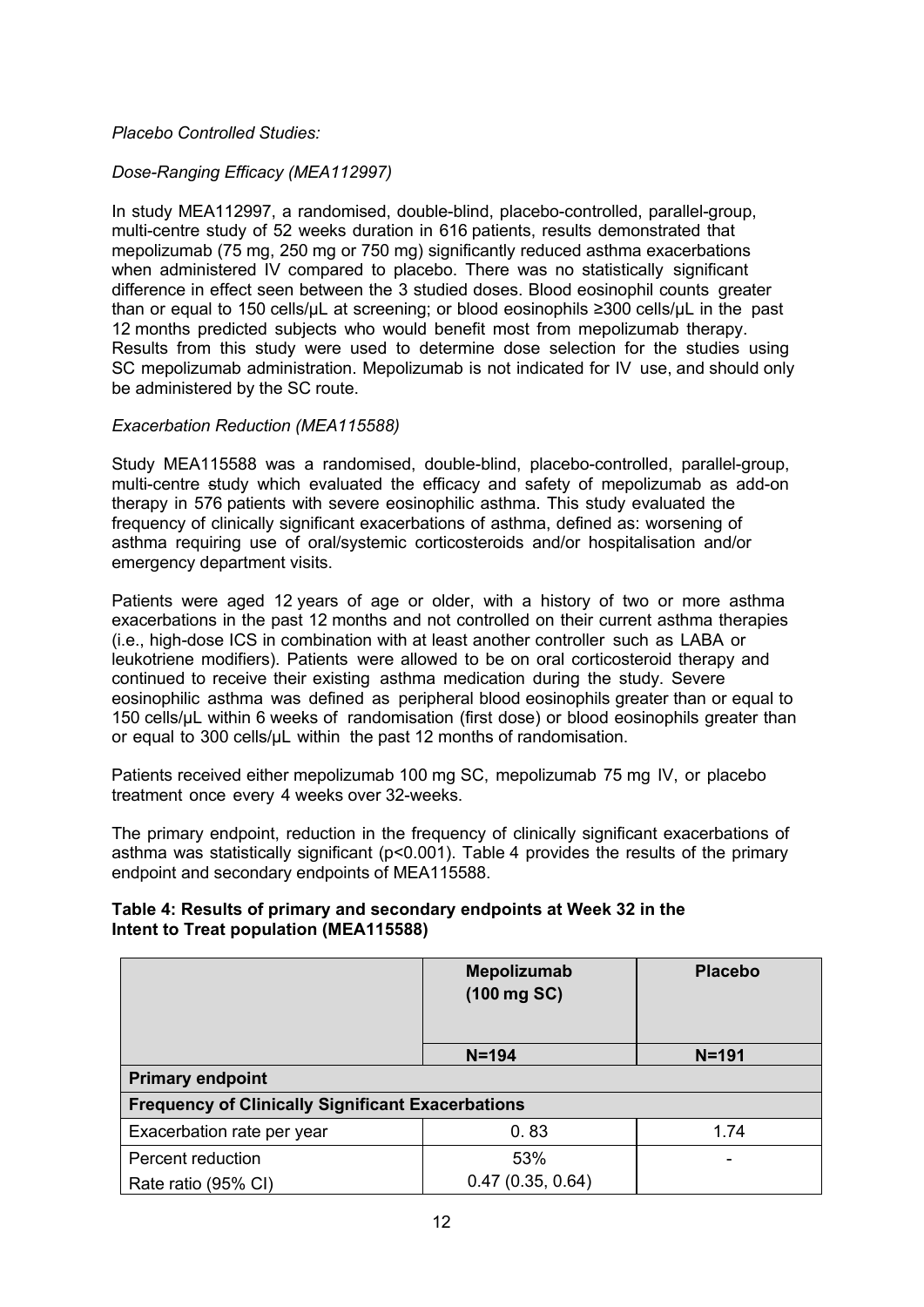*Placebo Controlled Studies:*

*Dose-Ranging Efficacy (MEA112997)*

In study MEA112997, a randomised, double-blind, placebo-controlled, parallel-group, multi-centre study of 52 weeks duration in 616 patients, results demonstrated that mepolizumab (75 mg, 250 mg or 750 mg) significantly reduced asthma exacerbations when administered IV compared to placebo. There was no statistically significant difference in effect seen between the 3 studied doses. Blood eosinophil counts greater than or equal to 150 cells/μL at screening; or blood eosinophils ≥300 cells/μL in the past 12 months predicted subjects who would benefit most from mepolizumab therapy. Results from this study were used to determine dose selection for the studies using SC mepolizumab administration. Mepolizumab is not indicated for IV use, and should only be administered by the SC route.

*Exacerbation Reduction (MEA115588)*

Study MEA115588 was a randomised, double-blind, placebo-controlled, parallel-group, multi-centre study which evaluated the efficacy and safety of mepolizumab as add-on therapy in 576 patients with severe eosinophilic asthma. This study evaluated the frequency of clinically significant exacerbations of asthma, defined as: worsening of asthma requiring use of oral/systemic corticosteroids and/or hospitalisation and/or emergency department visits.

Patients were aged 12 years of age or older, with a history of two or more asthma exacerbations in the past 12 months and not controlled on their current asthma therapies (i.e., high-dose ICS in combination with at least another controller such as LABA or leukotriene modifiers). Patients were allowed to be on oral corticosteroid therapy and continued to receive their existing asthma medication during the study. Severe eosinophilic asthma was defined as peripheral blood eosinophils greater than or equal to 150 cells/μL within 6 weeks of randomisation (first dose) or blood eosinophils greater than or equal to 300 cells/μL within the past 12 months of randomisation.

Patients received either mepolizumab 100 mg SC, mepolizumab 75 mg IV, or placebo treatment once every 4 weeks over 32-weeks.

The primary endpoint, reduction in the frequency of clinically significant exacerbations of asthma was statistically significant ($p<0.001$). Table 4 provides the results of the primary endpoint and secondary endpoints of MEA115588.

**Table 4: Results of primary and secondary endpoints at Week 32 in the Intent to Treat population (MEA115588)**

| | Mepolizumab (100 mg SC) | Placebo |
|---|---|---|
| | N=194 | N=191 |
| **Primary endpoint** | | |
| **Frequency of Clinically Significant Exacerbations** | | |
| Exacerbation rate per year | 0.83 | 1.74 |
| Percent reduction<br>Rate ratio (95% CI) | 53%<br>0.47 (0.35, 0.64) | - |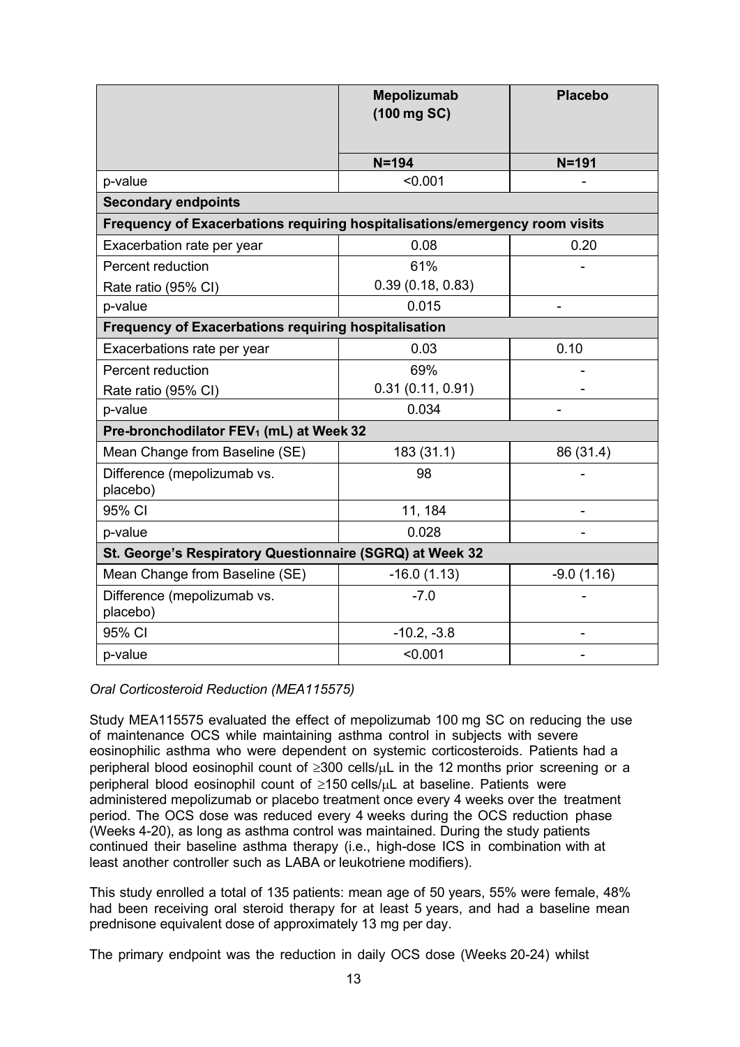| | Mepolizumab (100 mg SC) | Placebo |
|---|---|---|
| | N=194 | N=191 |
| p-value | <0.001 | - |
| **Secondary endpoints** | | |
| **Frequency of Exacerbations requiring hospitalisations/emergency room visits** | | |
| Exacerbation rate per year | 0.08 | 0.20 |
| Percent reduction<br>Rate ratio (95% CI) | 61%<br>0.39 (0.18, 0.83) | - |
| p-value | 0.015 | - |
| **Frequency of Exacerbations requiring hospitalisation** | | |
| Exacerbations rate per year | 0.03 | 0.10 |
| Percent reduction<br>Rate ratio (95% CI) | 69%<br>0.31 (0.11, 0.91) | -<br>- |
| p-value | 0.034 | - |
| **Pre-bronchodilator $FEV_1$ (mL) at Week 32** | | |
| Mean Change from Baseline (SE) | 183 (31.1) | 86 (31.4) |
| Difference (mepolizumab vs. placebo) | 98 | - |
| 95% CI | 11, 184 | - |
| p-value | 0.028 | - |
| **St. George's Respiratory Questionnaire (SGRQ) at Week 32** | | |
| Mean Change from Baseline (SE) | -16.0 (1.13) | -9.0 (1.16) |
| Difference (mepolizumab vs. placebo) | -7.0 | - |
| 95% CI | -10.2, -3.8 | - |
| p-value | <0.001 | - |

*Oral Corticosteroid Reduction (MEA115575)*

Study MEA115575 evaluated the effect of mepolizumab 100 mg SC on reducing the use of maintenance OCS while maintaining asthma control in subjects with severe eosinophilic asthma who were dependent on systemic corticosteroids. Patients had a peripheral blood eosinophil count of ≥300 cells/μL in the 12 months prior screening or a peripheral blood eosinophil count of ≥150 cells/μL at baseline. Patients were administered mepolizumab or placebo treatment once every 4 weeks over the treatment period. The OCS dose was reduced every 4 weeks during the OCS reduction phase (Weeks 4-20), as long as asthma control was maintained. During the study patients continued their baseline asthma therapy (i.e., high-dose ICS in combination with at least another controller such as LABA or leukotriene modifiers).

This study enrolled a total of 135 patients: mean age of 50 years, 55% were female, 48% had been receiving oral steroid therapy for at least 5 years, and had a baseline mean prednisone equivalent dose of approximately 13 mg per day.

The primary endpoint was the reduction in daily OCS dose (Weeks 20-24) whilst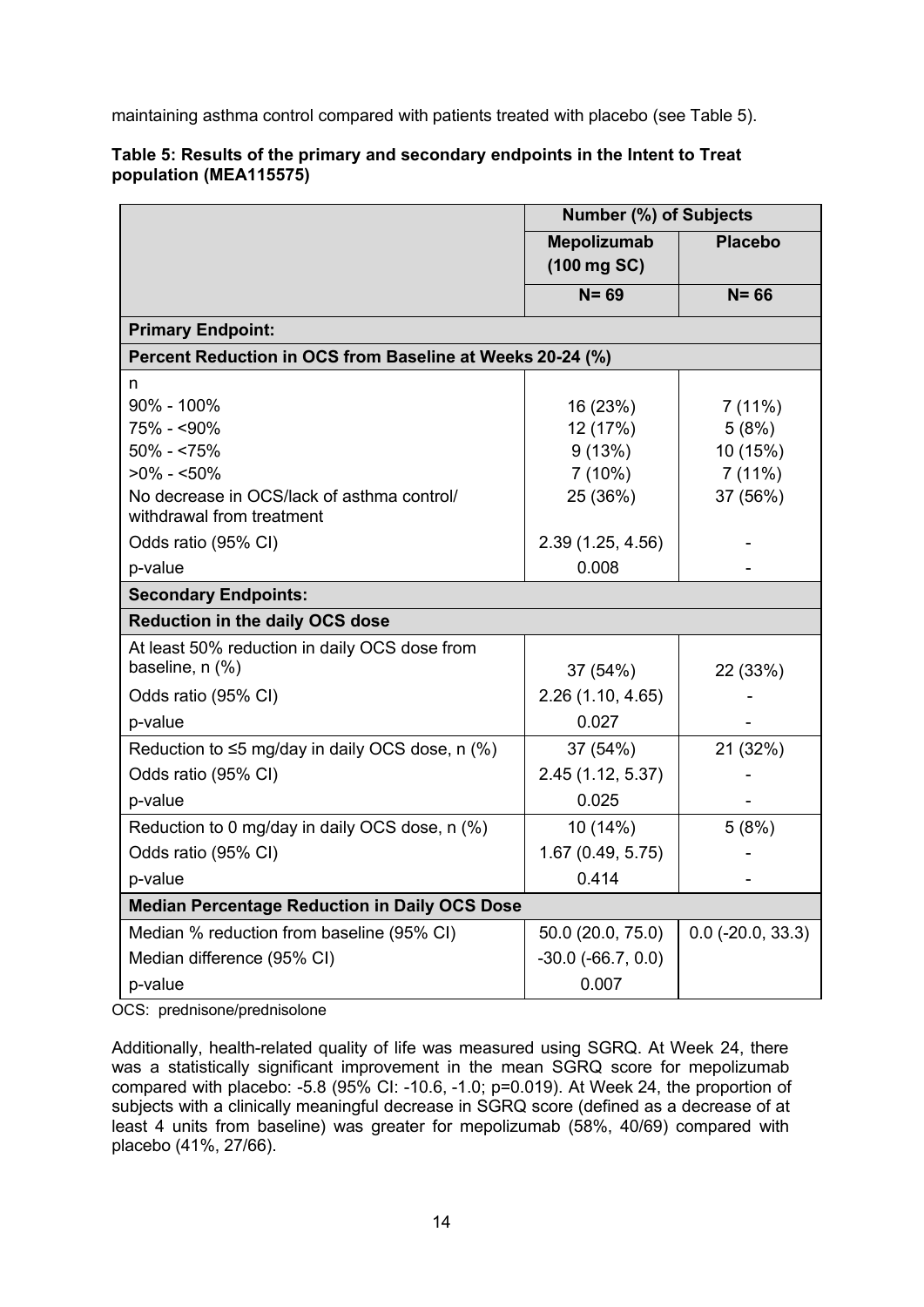maintaining asthma control compared with patients treated with placebo (see Table 5).

**Table 5: Results of the primary and secondary endpoints in the Intent to Treat population (MEA115575)**

| | Number (%) of Subjects | |
|---|---|---|
| | **Mepolizumab (100 mg SC)** | **Placebo** |
| | **N= 69** | **N= 66** |
| **Primary Endpoint:** | | |
| **Percent Reduction in OCS from Baseline at Weeks 20-24 (%)** | | |
| n | | |
| 90% - 100% | 16 (23%) | 7 (11%) |
| 75% - <90% | 12 (17%) | 5 (8%) |
| 50% - <75% | 9 (13%) | 10 (15%) |
| >0% - <50% | 7 (10%) | 7 (11%) |
| No decrease in OCS/lack of asthma control/ withdrawal from treatment | 25 (36%) | 37 (56%) |
| Odds ratio (95% CI) | 2.39 (1.25, 4.56) | - |
| p-value | 0.008 | - |
| **Secondary Endpoints:** | | |
| **Reduction in the daily OCS dose** | | |
| At least 50% reduction in daily OCS dose from baseline, n (%) | 37 (54%) | 22 (33%) |
| Odds ratio (95% CI) | 2.26 (1.10, 4.65) | - |
| p-value | 0.027 | - |
| Reduction to ≤5 mg/day in daily OCS dose, n (%) | 37 (54%) | 21 (32%) |
| Odds ratio (95% CI) | 2.45 (1.12, 5.37) | - |
| p-value | 0.025 | - |
| Reduction to 0 mg/day in daily OCS dose, n (%) | 10 (14%) | 5 (8%) |
| Odds ratio (95% CI) | 1.67 (0.49, 5.75) | - |
| p-value | 0.414 | - |
| **Median Percentage Reduction in Daily OCS Dose** | | |
| Median % reduction from baseline (95% CI) | 50.0 (20.0, 75.0) | 0.0 (-20.0, 33.3) |
| Median difference (95% CI) | -30.0 (-66.7, 0.0) | |
| p-value | 0.007 | |

OCS: prednisone/prednisolone

Additionally, health-related quality of life was measured using SGRQ. At Week 24, there was a statistically significant improvement in the mean SGRQ score for mepolizumab compared with placebo: -5.8 (95% CI: -10.6, -1.0; p=0.019). At Week 24, the proportion of subjects with a clinically meaningful decrease in SGRQ score (defined as a decrease of at least 4 units from baseline) was greater for mepolizumab (58%, 40/69) compared with placebo (41%, 27/66).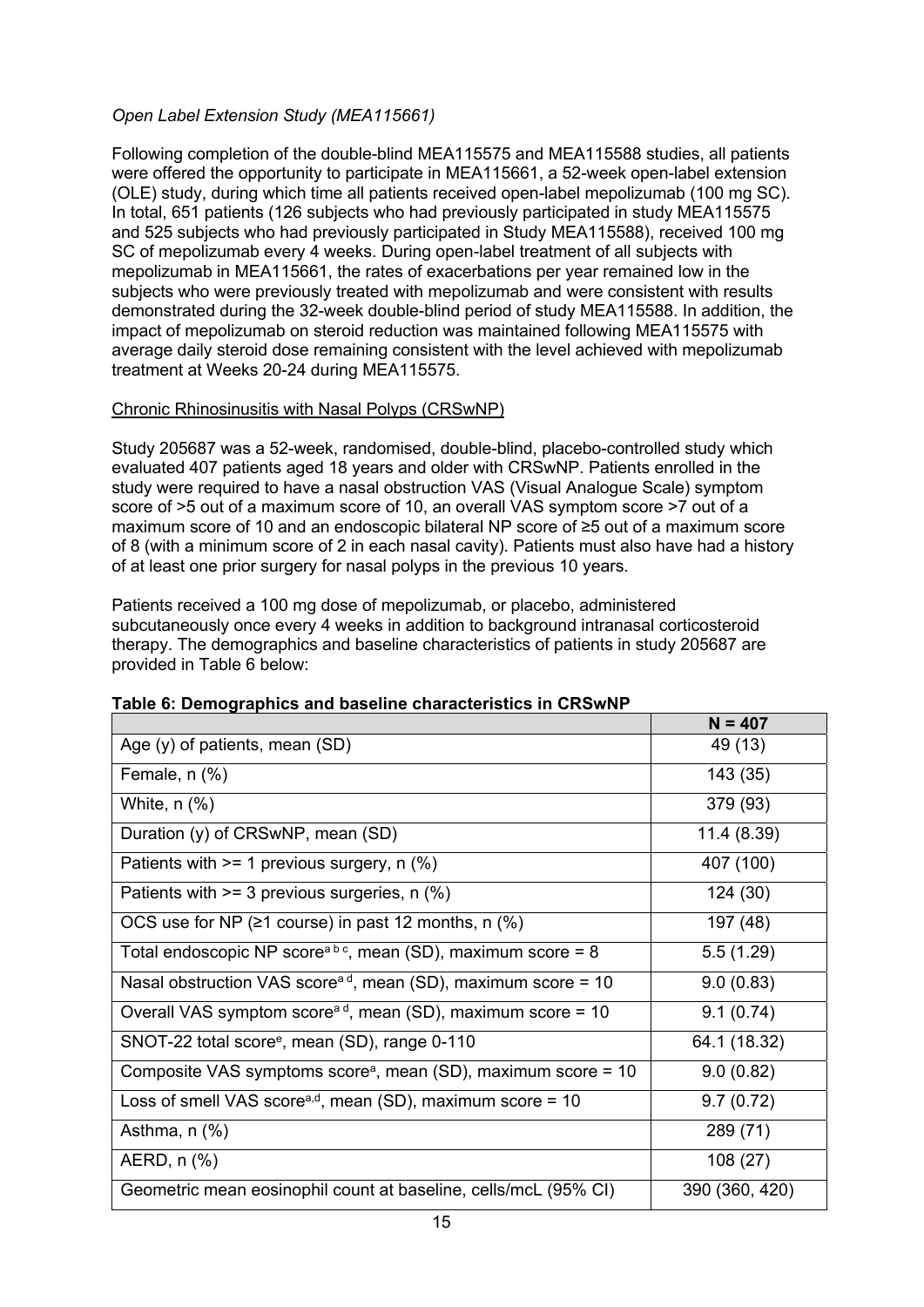*Open Label Extension Study (MEA115661)*

Following completion of the double-blind MEA115575 and MEA115588 studies, all patients were offered the opportunity to participate in MEA115661, a 52-week open-label extension (OLE) study, during which time all patients received open-label mepolizumab (100 mg SC). In total, 651 patients (126 subjects who had previously participated in study MEA115575 and 525 subjects who had previously participated in Study MEA115588), received 100 mg SC of mepolizumab every 4 weeks. During open-label treatment of all subjects with mepolizumab in MEA115661, the rates of exacerbations per year remained low in the subjects who were previously treated with mepolizumab and were consistent with results demonstrated during the 32-week double-blind period of study MEA115588. In addition, the impact of mepolizumab on steroid reduction was maintained following MEA115575 with average daily steroid dose remaining consistent with the level achieved with mepolizumab treatment at Weeks 20-24 during MEA115575.

Chronic Rhinosinusitis with Nasal Polyps (CRSwNP)

Study 205687 was a 52-week, randomised, double-blind, placebo-controlled study which evaluated 407 patients aged 18 years and older with CRSwNP. Patients enrolled in the study were required to have a nasal obstruction VAS (Visual Analogue Scale) symptom score of >5 out of a maximum score of 10, an overall VAS symptom score >7 out of a maximum score of 10 and an endoscopic bilateral NP score of ≥5 out of a maximum score of 8 (with a minimum score of 2 in each nasal cavity). Patients must also have had a history of at least one prior surgery for nasal polyps in the previous 10 years.

Patients received a 100 mg dose of mepolizumab, or placebo, administered subcutaneously once every 4 weeks in addition to background intranasal corticosteroid therapy. The demographics and baseline characteristics of patients in study 205687 are provided in Table 6 below:

**Table 6: Demographics and baseline characteristics in CRSwNP**

| | N = 407 |
|---|---|
| Age (y) of patients, mean (SD) | 49 (13) |
| Female, n (%) | 143 (35) |
| White, n (%) | 379 (93) |
| Duration (y) of CRSwNP, mean (SD) | 11.4 (8.39) |
| Patients with >= 1 previous surgery, n (%) | 407 (100) |
| Patients with >= 3 previous surgeries, n (%) | 124 (30) |
| OCS use for NP (≥1 course) in past 12 months, n (%) | 197 (48) |
| Total endoscopic NP score[a b c], mean (SD), maximum score = 8 | 5.5 (1.29) |
| Nasal obstruction VAS score[a d], mean (SD), maximum score = 10 | 9.0 (0.83) |
| Overall VAS symptom score[a d], mean (SD), maximum score = 10 | 9.1 (0.74) |
| SNOT-22 total score[e], mean (SD), range 0-110 | 64.1 (18.32) |
| Composite VAS symptoms score[a], mean (SD), maximum score = 10 | 9.0 (0.82) |
| Loss of smell VAS score[a,d], mean (SD), maximum score = 10 | 9.7 (0.72) |
| Asthma, n (%) | 289 (71) |
| AERD, n (%) | 108 (27) |
| Geometric mean eosinophil count at baseline, cells/mcL (95% CI) | 390 (360, 420) |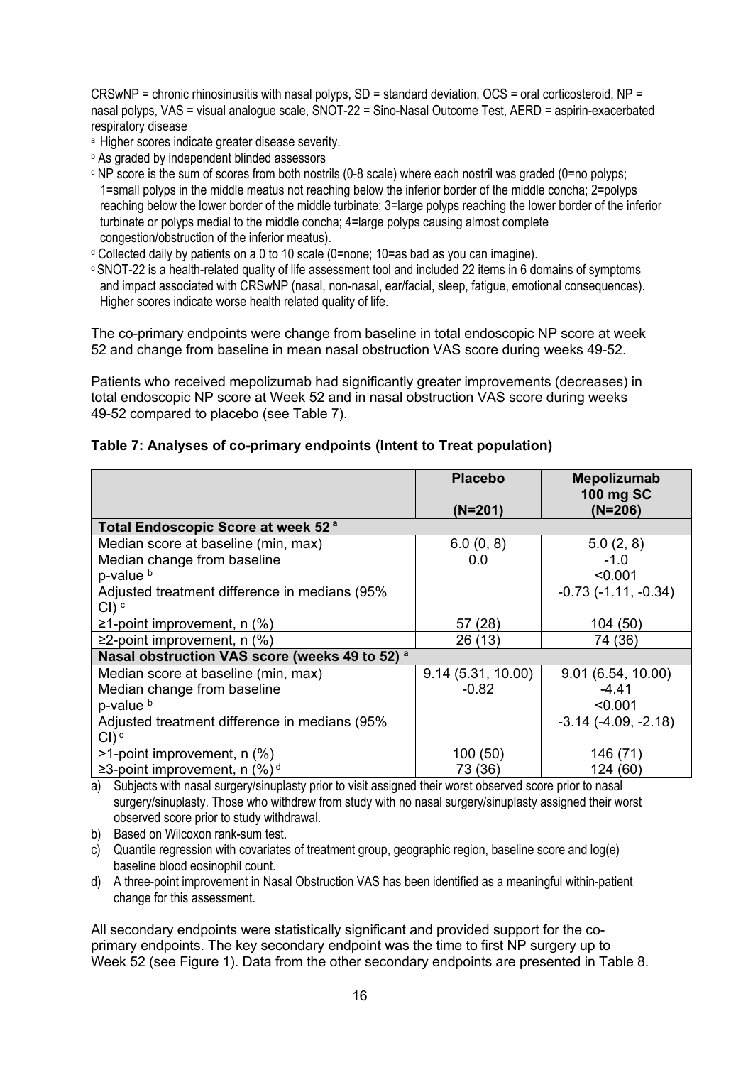CRSwNP = chronic rhinosinusitis with nasal polyps, SD = standard deviation, OCS = oral corticosteroid, NP = nasal polyps, VAS = visual analogue scale, SNOT-22 = Sino-Nasal Outcome Test, AERD = aspirin-exacerbated respiratory disease

[a] Higher scores indicate greater disease severity.

[b] As graded by independent blinded assessors

[c] NP score is the sum of scores from both nostrils (0-8 scale) where each nostril was graded (0=no polyps; 1=small polyps in the middle meatus not reaching below the inferior border of the middle concha; 2=polyps reaching below the lower border of the middle turbinate; 3=large polyps reaching the lower border of the inferior turbinate or polyps medial to the middle concha; 4=large polyps causing almost complete congestion/obstruction of the inferior meatus).

[d] Collected daily by patients on a 0 to 10 scale (0=none; 10=as bad as you can imagine).

[e] SNOT-22 is a health-related quality of life assessment tool and included 22 items in 6 domains of symptoms and impact associated with CRSwNP (nasal, non-nasal, ear/facial, sleep, fatigue, emotional consequences). Higher scores indicate worse health related quality of life.

The co-primary endpoints were change from baseline in total endoscopic NP score at week 52 and change from baseline in mean nasal obstruction VAS score during weeks 49-52.

Patients who received mepolizumab had significantly greater improvements (decreases) in total endoscopic NP score at Week 52 and in nasal obstruction VAS score during weeks 49-52 compared to placebo (see Table 7).

**Table 7: Analyses of co-primary endpoints (Intent to Treat population)**

| | Placebo (N=201) | Mepolizumab 100 mg SC (N=206) |
|---|---|---|
| **Total Endoscopic Score at week 52 [a]** | | |
| Median score at baseline (min, max) | 6.0 (0, 8) | 5.0 (2, 8) |
| Median change from baseline | 0.0 | -1.0 |
| p-value [b] | | <0.001 |
| Adjusted treatment difference in medians (95% CI) [c] | | -0.73 (-1.11, -0.34) |
| ≥1-point improvement, n (%) | 57 (28) | 104 (50) |
| ≥2-point improvement, n (%) | 26 (13) | 74 (36) |
| **Nasal obstruction VAS score (weeks 49 to 52) [a]** | | |
| Median score at baseline (min, max) | 9.14 (5.31, 10.00) | 9.01 (6.54, 10.00) |
| Median change from baseline | -0.82 | -4.41 |
| p-value [b] | | <0.001 |
| Adjusted treatment difference in medians (95% CI) [c] | | -3.14 (-4.09, -2.18) |
| >1-point improvement, n (%) | 100 (50) | 146 (71) |
| ≥3-point improvement, n (%) [d] | 73 (36) | 124 (60) |

a) Subjects with nasal surgery/sinuplasty prior to visit assigned their worst observed score prior to nasal surgery/sinuplasty. Those who withdrew from study with no nasal surgery/sinuplasty assigned their worst observed score prior to study withdrawal.

b) Based on Wilcoxon rank-sum test.

c) Quantile regression with covariates of treatment group, geographic region, baseline score and log(e) baseline blood eosinophil count.

d) A three-point improvement in Nasal Obstruction VAS has been identified as a meaningful within-patient change for this assessment.

All secondary endpoints were statistically significant and provided support for the co-primary endpoints. The key secondary endpoint was the time to first NP surgery up to Week 52 (see Figure 1). Data from the other secondary endpoints are presented in Table 8.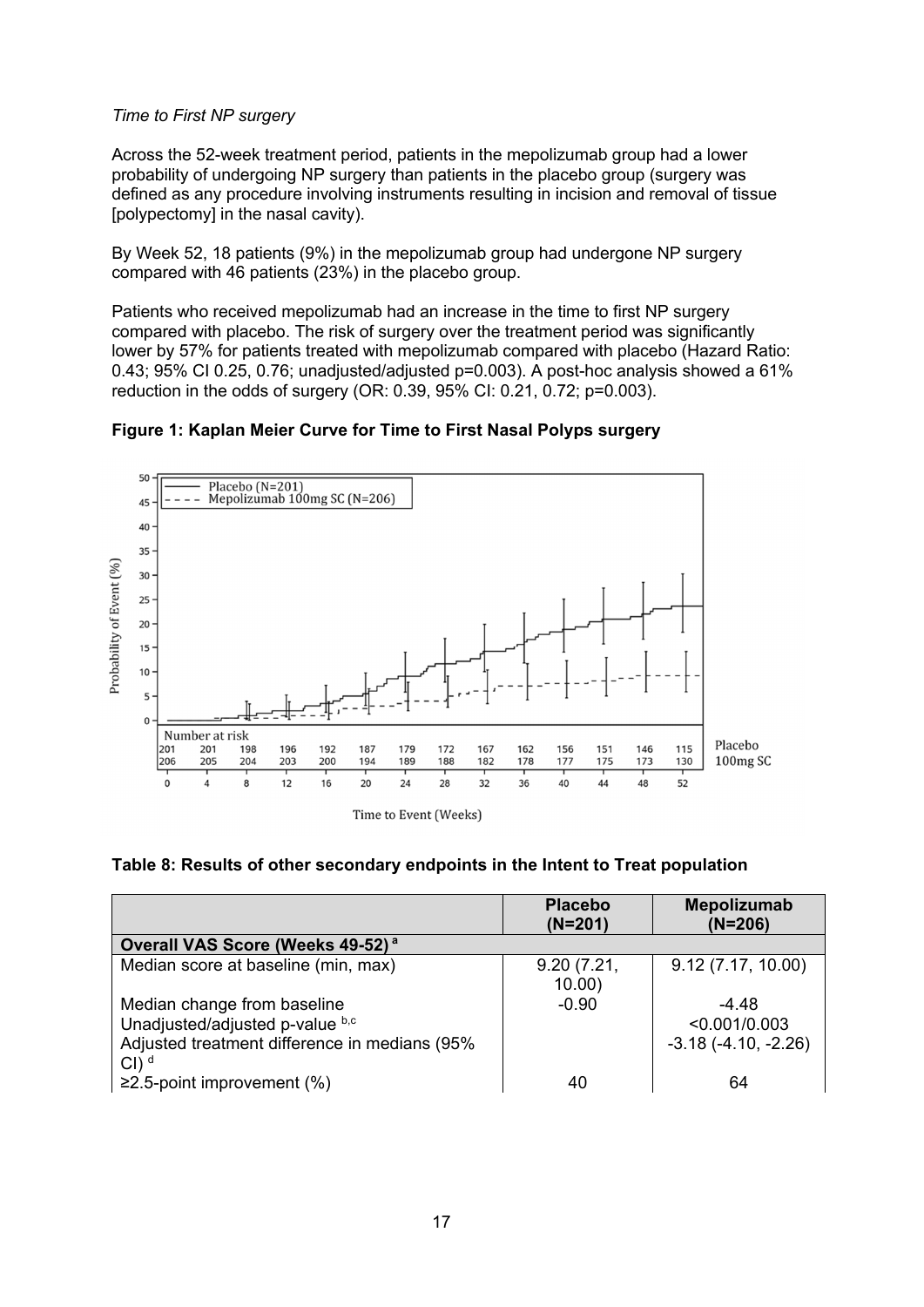*Time to First NP surgery*

Across the 52-week treatment period, patients in the mepolizumab group had a lower probability of undergoing NP surgery than patients in the placebo group (surgery was defined as any procedure involving instruments resulting in incision and removal of tissue [polypectomy] in the nasal cavity).

By Week 52, 18 patients (9%) in the mepolizumab group had undergone NP surgery compared with 46 patients (23%) in the placebo group.

Patients who received mepolizumab had an increase in the time to first NP surgery compared with placebo. The risk of surgery over the treatment period was significantly lower by 57% for patients treated with mepolizumab compared with placebo (Hazard Ratio: 0.43; 95% CI 0.25, 0.76; unadjusted/adjusted p=0.003). A post-hoc analysis showed a 61% reduction in the odds of surgery (OR: 0.39, 95% CI: 0.21, 0.72; p=0.003).

**Figure 1: Kaplan Meier Curve for Time to First Nasal Polyps surgery**

| Number at risk | 0 | 4 | 8 | 12 | 16 | 20 | 24 | 28 | 32 | 36 | 40 | 44 | 48 | 52 |
|---|---|---|---|---|---|---|---|---|---|---|---|---|---|---|
| Placebo | 201 | 201 | 198 | 196 | 192 | 187 | 179 | 172 | 167 | 162 | 156 | 151 | 146 | 115 |
| 100mg SC | 206 | 205 | 204 | 203 | 200 | 194 | 189 | 188 | 182 | 178 | 177 | 175 | 173 | 130 |

**Table 8: Results of other secondary endpoints in the Intent to Treat population**

| | Placebo (N=201) | Mepolizumab (N=206) |
|---|---|---|
| **Overall VAS Score (Weeks 49-52)** [a] | | |
| Median score at baseline (min, max) | 9.20 (7.21, 10.00) | 9.12 (7.17, 10.00) |
| Median change from baseline | -0.90 | -4.48 |
| Unadjusted/adjusted p-value [b,c] | | <0.001/0.003 |
| Adjusted treatment difference in medians (95% CI) [d] | | -3.18 (-4.10, -2.26) |
| ≥2.5-point improvement (%) | 40 | 64 |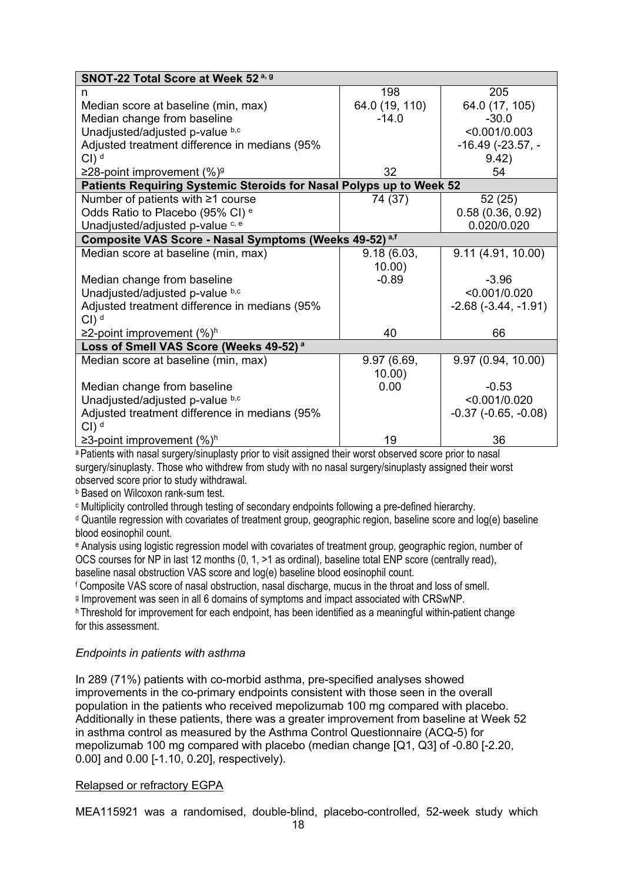| SNOT-22 Total Score at Week 52 [a, g] | | |
|---|---|---|
| n | 198 | 205 |
| Median score at baseline (min, max) | 64.0 (19, 110) | 64.0 (17, 105) |
| Median change from baseline | -14.0 | -30.0 |
| Unadjusted/adjusted p-value [b,c] | | <0.001/0.003 |
| Adjusted treatment difference in medians (95% CI) [d] | | -16.49 (-23.57, -9.42) |
| ≥28-point improvement (%)[g] | 32 | 54 |
| **Patients Requiring Systemic Steroids for Nasal Polyps up to Week 52** | | |
| Number of patients with ≥1 course | 74 (37) | 52 (25) |
| Odds Ratio to Placebo (95% CI) [e] | | 0.58 (0.36, 0.92) |
| Unadjusted/adjusted p-value [c, e] | | 0.020/0.020 |
| **Composite VAS Score - Nasal Symptoms (Weeks 49-52) [a,f]** | | |
| Median score at baseline (min, max) | 9.18 (6.03, 10.00) | 9.11 (4.91, 10.00) |
| Median change from baseline | -0.89 | -3.96 |
| Unadjusted/adjusted p-value [b,c] | | <0.001/0.020 |
| Adjusted treatment difference in medians (95% CI) [d] | | -2.68 (-3.44, -1.91) |
| ≥2-point improvement (%)[h] | 40 | 66 |
| **Loss of Smell VAS Score (Weeks 49-52) [a]** | | |
| Median score at baseline (min, max) | 9.97 (6.69, 10.00) | 9.97 (0.94, 10.00) |
| Median change from baseline | 0.00 | -0.53 |
| Unadjusted/adjusted p-value [b,c] | | <0.001/0.020 |
| Adjusted treatment difference in medians (95% CI) [d] | | -0.37 (-0.65, -0.08) |
| ≥3-point improvement (%)[h] | 19 | 36 |

[a] Patients with nasal surgery/sinuplasty prior to visit assigned their worst observed score prior to nasal surgery/sinuplasty. Those who withdrew from study with no nasal surgery/sinuplasty assigned their worst observed score prior to study withdrawal.

[b] Based on Wilcoxon rank-sum test.

[c] Multiplicity controlled through testing of secondary endpoints following a pre-defined hierarchy.

[d] Quantile regression with covariates of treatment group, geographic region, baseline score and log(e) baseline blood eosinophil count.

[e] Analysis using logistic regression model with covariates of treatment group, geographic region, number of OCS courses for NP in last 12 months (0, 1, >1 as ordinal), baseline total ENP score (centrally read), baseline nasal obstruction VAS score and log(e) baseline blood eosinophil count.

[f] Composite VAS score of nasal obstruction, nasal discharge, mucus in the throat and loss of smell.

[g] Improvement was seen in all 6 domains of symptoms and impact associated with CRSwNP.

[h] Threshold for improvement for each endpoint, has been identified as a meaningful within-patient change for this assessment.

*Endpoints in patients with asthma*

In 289 (71%) patients with co-morbid asthma, pre-specified analyses showed improvements in the co-primary endpoints consistent with those seen in the overall population in the patients who received mepolizumab 100 mg compared with placebo. Additionally in these patients, there was a greater improvement from baseline at Week 52 in asthma control as measured by the Asthma Control Questionnaire (ACQ-5) for mepolizumab 100 mg compared with placebo (median change [Q1, Q3] of -0.80 [-2.20, 0.00] and 0.00 [-1.10, 0.20], respectively).

Relapsed or refractory EGPA

MEA115921 was a randomised, double-blind, placebo-controlled, 52-week study which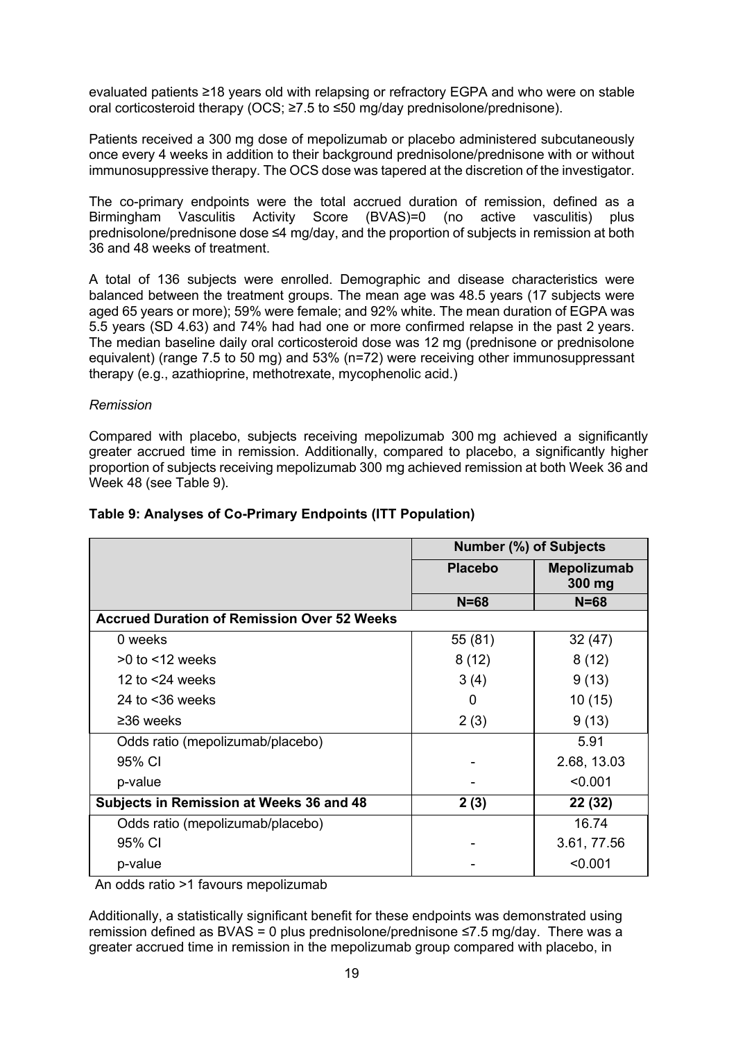evaluated patients ≥18 years old with relapsing or refractory EGPA and who were on stable oral corticosteroid therapy (OCS; ≥7.5 to ≤50 mg/day prednisolone/prednisone).

Patients received a 300 mg dose of mepolizumab or placebo administered subcutaneously once every 4 weeks in addition to their background prednisolone/prednisone with or without immunosuppressive therapy. The OCS dose was tapered at the discretion of the investigator.

The co-primary endpoints were the total accrued duration of remission, defined as a Birmingham Vasculitis Activity Score (BVAS)=0 (no active vasculitis) plus prednisolone/prednisone dose ≤4 mg/day, and the proportion of subjects in remission at both 36 and 48 weeks of treatment.

A total of 136 subjects were enrolled. Demographic and disease characteristics were balanced between the treatment groups. The mean age was 48.5 years (17 subjects were aged 65 years or more); 59% were female; and 92% white. The mean duration of EGPA was 5.5 years (SD 4.63) and 74% had had one or more confirmed relapse in the past 2 years. The median baseline daily oral corticosteroid dose was 12 mg (prednisone or prednisolone equivalent) (range 7.5 to 50 mg) and 53% (n=72) were receiving other immunosuppressant therapy (e.g., azathioprine, methotrexate, mycophenolic acid.)

*Remission*

Compared with placebo, subjects receiving mepolizumab 300 mg achieved a significantly greater accrued time in remission. Additionally, compared to placebo, a significantly higher proportion of subjects receiving mepolizumab 300 mg achieved remission at both Week 36 and Week 48 (see Table 9).

**Table 9: Analyses of Co-Primary Endpoints (ITT Population)**

| | Number (%) of Subjects | |
|---|---|---|
| | **Placebo** | **Mepolizumab 300 mg** |
| | **N=68** | **N=68** |
| **Accrued Duration of Remission Over 52 Weeks** | | |
| 0 weeks | 55 (81) | 32 (47) |
| >0 to <12 weeks | 8 (12) | 8 (12) |
| 12 to <24 weeks | 3 (4) | 9 (13) |
| 24 to <36 weeks | 0 | 10 (15) |
| ≥36 weeks | 2 (3) | 9 (13) |
| Odds ratio (mepolizumab/placebo) | | 5.91 |
| 95% CI | - | 2.68, 13.03 |
| p-value | - | <0.001 |
| **Subjects in Remission at Weeks 36 and 48** | **2 (3)** | **22 (32)** |
| Odds ratio (mepolizumab/placebo) | | 16.74 |
| 95% CI | - | 3.61, 77.56 |
| p-value | - | <0.001 |

An odds ratio >1 favours mepolizumab

Additionally, a statistically significant benefit for these endpoints was demonstrated using remission defined as BVAS = 0 plus prednisolone/prednisone ≤7.5 mg/day. There was a greater accrued time in remission in the mepolizumab group compared with placebo, in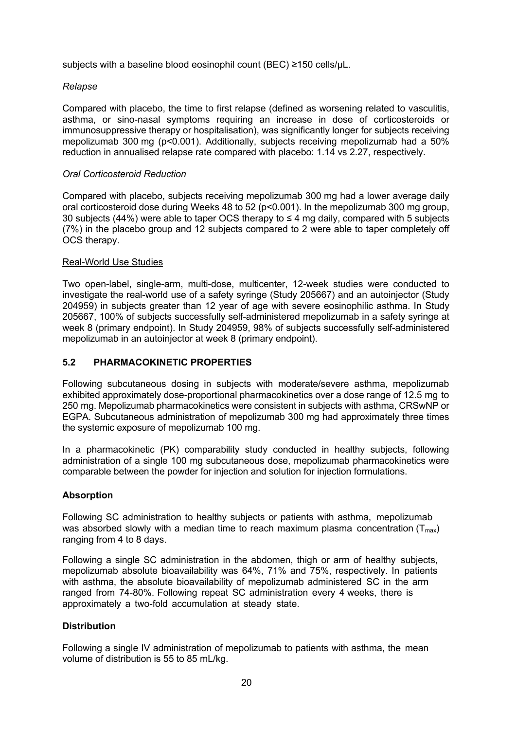subjects with a baseline blood eosinophil count (BEC) ≥150 cells/μL.

*Relapse*

Compared with placebo, the time to first relapse (defined as worsening related to vasculitis, asthma, or sino-nasal symptoms requiring an increase in dose of corticosteroids or immunosuppressive therapy or hospitalisation), was significantly longer for subjects receiving mepolizumab 300 mg ($p<0.001$). Additionally, subjects receiving mepolizumab had a 50% reduction in annualised relapse rate compared with placebo: 1.14 vs 2.27, respectively.

*Oral Corticosteroid Reduction*

Compared with placebo, subjects receiving mepolizumab 300 mg had a lower average daily oral corticosteroid dose during Weeks 48 to 52 ($p<0.001$). In the mepolizumab 300 mg group, 30 subjects (44%) were able to taper OCS therapy to ≤ 4 mg daily, compared with 5 subjects (7%) in the placebo group and 12 subjects compared to 2 were able to taper completely off OCS therapy.

Real-World Use Studies

Two open-label, single-arm, multi-dose, multicenter, 12-week studies were conducted to investigate the real-world use of a safety syringe (Study 205667) and an autoinjector (Study 204959) in subjects greater than 12 year of age with severe eosinophilic asthma. In Study 205667, 100% of subjects successfully self-administered mepolizumab in a safety syringe at week 8 (primary endpoint). In Study 204959, 98% of subjects successfully self-administered mepolizumab in an autoinjector at week 8 (primary endpoint).

## 5.2 PHARMACOKINETIC PROPERTIES

Following subcutaneous dosing in subjects with moderate/severe asthma, mepolizumab exhibited approximately dose-proportional pharmacokinetics over a dose range of 12.5 mg to 250 mg. Mepolizumab pharmacokinetics were consistent in subjects with asthma, CRSwNP or EGPA. Subcutaneous administration of mepolizumab 300 mg had approximately three times the systemic exposure of mepolizumab 100 mg.

In a pharmacokinetic (PK) comparability study conducted in healthy subjects, following administration of a single 100 mg subcutaneous dose, mepolizumab pharmacokinetics were comparable between the powder for injection and solution for injection formulations.

### Absorption

Following SC administration to healthy subjects or patients with asthma, mepolizumab was absorbed slowly with a median time to reach maximum plasma concentration ($T_{max}$) ranging from 4 to 8 days.

Following a single SC administration in the abdomen, thigh or arm of healthy subjects, mepolizumab absolute bioavailability was 64%, 71% and 75%, respectively. In patients with asthma, the absolute bioavailability of mepolizumab administered SC in the arm ranged from 74-80%. Following repeat SC administration every 4 weeks, there is approximately a two-fold accumulation at steady state.

### Distribution

Following a single IV administration of mepolizumab to patients with asthma, the mean volume of distribution is 55 to 85 mL/kg.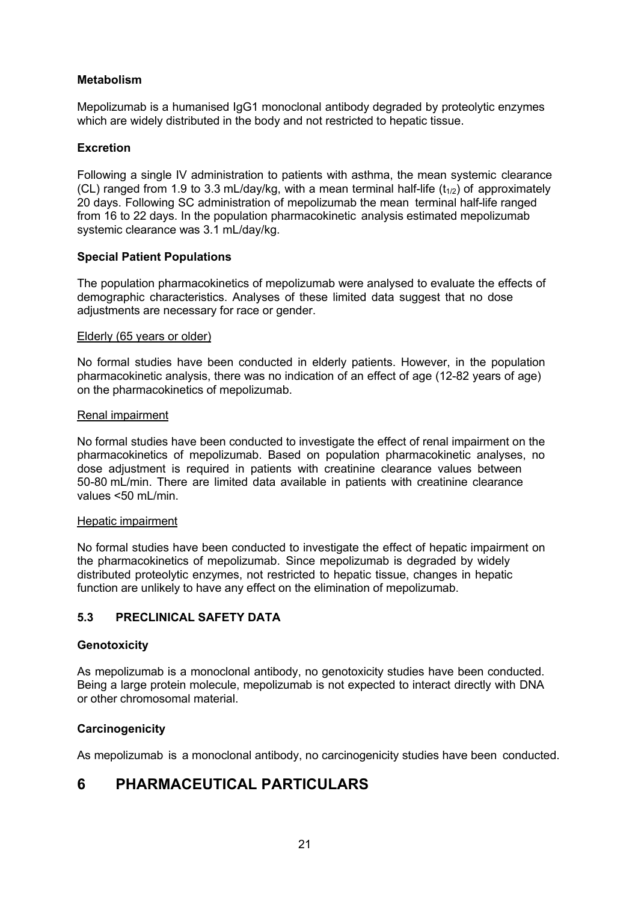### Metabolism

Mepolizumab is a humanised IgG1 monoclonal antibody degraded by proteolytic enzymes which are widely distributed in the body and not restricted to hepatic tissue.

### Excretion

Following a single IV administration to patients with asthma, the mean systemic clearance (CL) ranged from 1.9 to 3.3 mL/day/kg, with a mean terminal half-life ($t_{1/2}$) of approximately 20 days. Following SC administration of mepolizumab the mean terminal half-life ranged from 16 to 22 days. In the population pharmacokinetic analysis estimated mepolizumab systemic clearance was 3.1 mL/day/kg.

### Special Patient Populations

The population pharmacokinetics of mepolizumab were analysed to evaluate the effects of demographic characteristics. Analyses of these limited data suggest that no dose adjustments are necessary for race or gender.

Elderly (65 years or older)

No formal studies have been conducted in elderly patients. However, in the population pharmacokinetic analysis, there was no indication of an effect of age (12-82 years of age) on the pharmacokinetics of mepolizumab.

Renal impairment

No formal studies have been conducted to investigate the effect of renal impairment on the pharmacokinetics of mepolizumab. Based on population pharmacokinetic analyses, no dose adjustment is required in patients with creatinine clearance values between 50-80 mL/min. There are limited data available in patients with creatinine clearance values <50 mL/min.

Hepatic impairment

No formal studies have been conducted to investigate the effect of hepatic impairment on the pharmacokinetics of mepolizumab. Since mepolizumab is degraded by widely distributed proteolytic enzymes, not restricted to hepatic tissue, changes in hepatic function are unlikely to have any effect on the elimination of mepolizumab.

## 5.3 PRECLINICAL SAFETY DATA

### Genotoxicity

As mepolizumab is a monoclonal antibody, no genotoxicity studies have been conducted. Being a large protein molecule, mepolizumab is not expected to interact directly with DNA or other chromosomal material.

### Carcinogenicity

As mepolizumab is a monoclonal antibody, no carcinogenicity studies have been conducted.

# 6 PHARMACEUTICAL PARTICULARS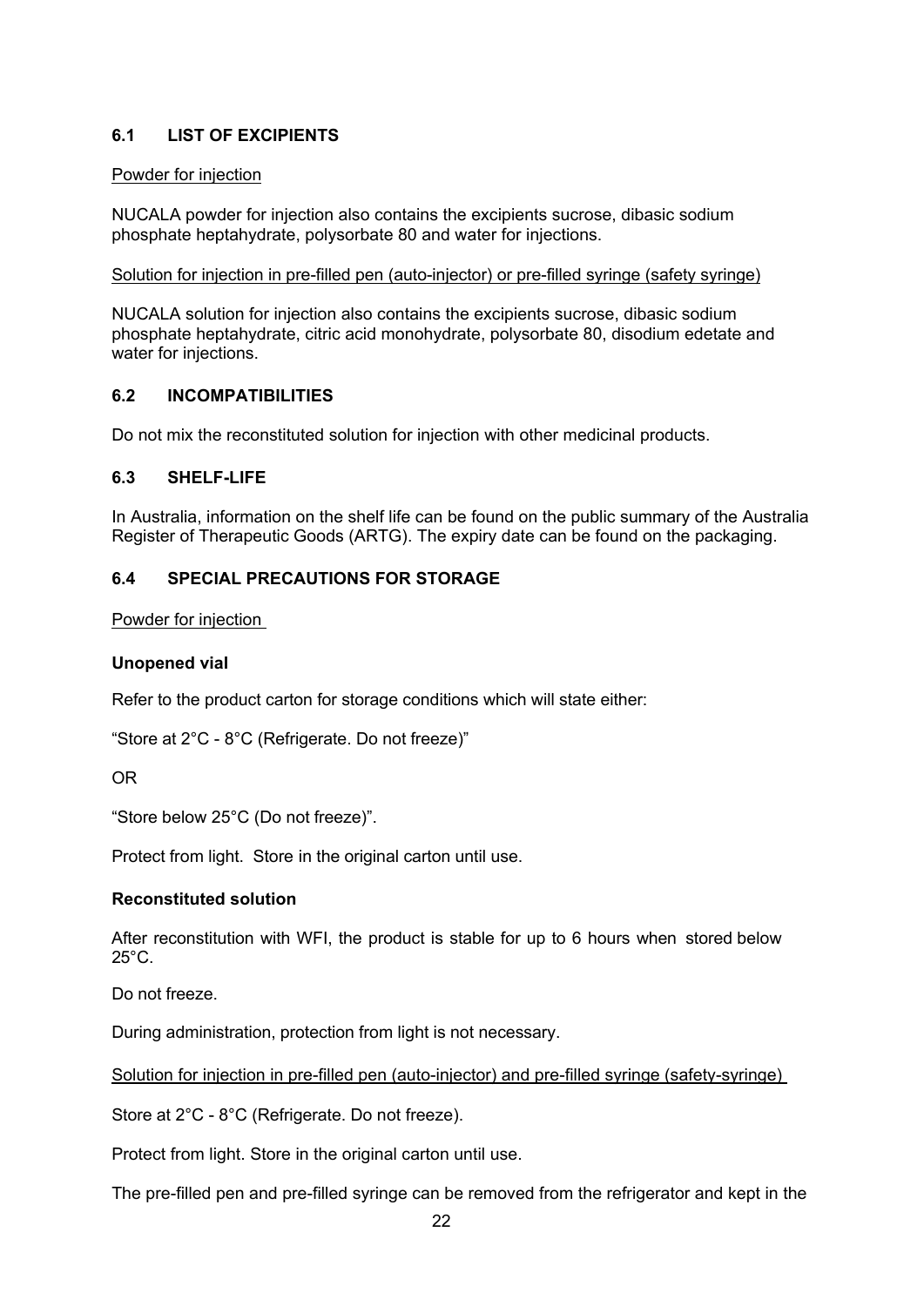## 6.1 LIST OF EXCIPIENTS

Powder for injection

NUCALA powder for injection also contains the excipients sucrose, dibasic sodium phosphate heptahydrate, polysorbate 80 and water for injections.

Solution for injection in pre-filled pen (auto-injector) or pre-filled syringe (safety syringe)

NUCALA solution for injection also contains the excipients sucrose, dibasic sodium phosphate heptahydrate, citric acid monohydrate, polysorbate 80, disodium edetate and water for injections.

## 6.2 INCOMPATIBILITIES

Do not mix the reconstituted solution for injection with other medicinal products.

## 6.3 SHELF-LIFE

In Australia, information on the shelf life can be found on the public summary of the Australia Register of Therapeutic Goods (ARTG). The expiry date can be found on the packaging.

## 6.4 SPECIAL PRECAUTIONS FOR STORAGE

Powder for injection

**Unopened vial**

Refer to the product carton for storage conditions which will state either:

"Store at 2°C - 8°C (Refrigerate. Do not freeze)"

OR

"Store below 25°C (Do not freeze)".

Protect from light. Store in the original carton until use.

**Reconstituted solution**

After reconstitution with WFI, the product is stable for up to 6 hours when stored below 25°C.

Do not freeze.

During administration, protection from light is not necessary.

Solution for injection in pre-filled pen (auto-injector) and pre-filled syringe (safety-syringe)

Store at 2°C - 8°C (Refrigerate. Do not freeze).

Protect from light. Store in the original carton until use.

The pre-filled pen and pre-filled syringe can be removed from the refrigerator and kept in the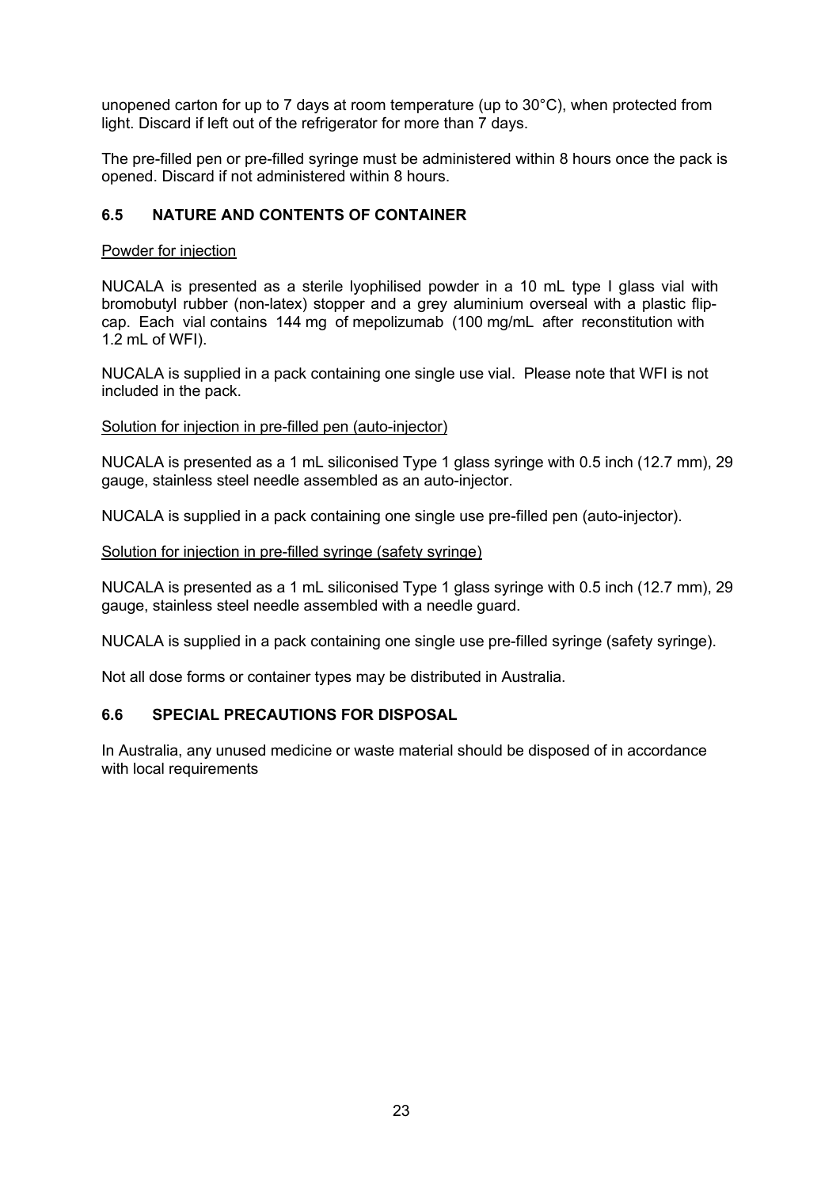unopened carton for up to 7 days at room temperature (up to 30°C), when protected from light. Discard if left out of the refrigerator for more than 7 days.

The pre-filled pen or pre-filled syringe must be administered within 8 hours once the pack is opened. Discard if not administered within 8 hours.

## 6.5 NATURE AND CONTENTS OF CONTAINER

Powder for injection

NUCALA is presented as a sterile lyophilised powder in a 10 mL type I glass vial with bromobutyl rubber (non-latex) stopper and a grey aluminium overseal with a plastic flip-cap. Each vial contains 144 mg of mepolizumab (100 mg/mL after reconstitution with 1.2 mL of WFI).

NUCALA is supplied in a pack containing one single use vial. Please note that WFI is not included in the pack.

Solution for injection in pre-filled pen (auto-injector)

NUCALA is presented as a 1 mL siliconised Type 1 glass syringe with 0.5 inch (12.7 mm), 29 gauge, stainless steel needle assembled as an auto-injector.

NUCALA is supplied in a pack containing one single use pre-filled pen (auto-injector).

Solution for injection in pre-filled syringe (safety syringe)

NUCALA is presented as a 1 mL siliconised Type 1 glass syringe with 0.5 inch (12.7 mm), 29 gauge, stainless steel needle assembled with a needle guard.

NUCALA is supplied in a pack containing one single use pre-filled syringe (safety syringe).

Not all dose forms or container types may be distributed in Australia.

## 6.6 SPECIAL PRECAUTIONS FOR DISPOSAL

In Australia, any unused medicine or waste material should be disposed of in accordance with local requirements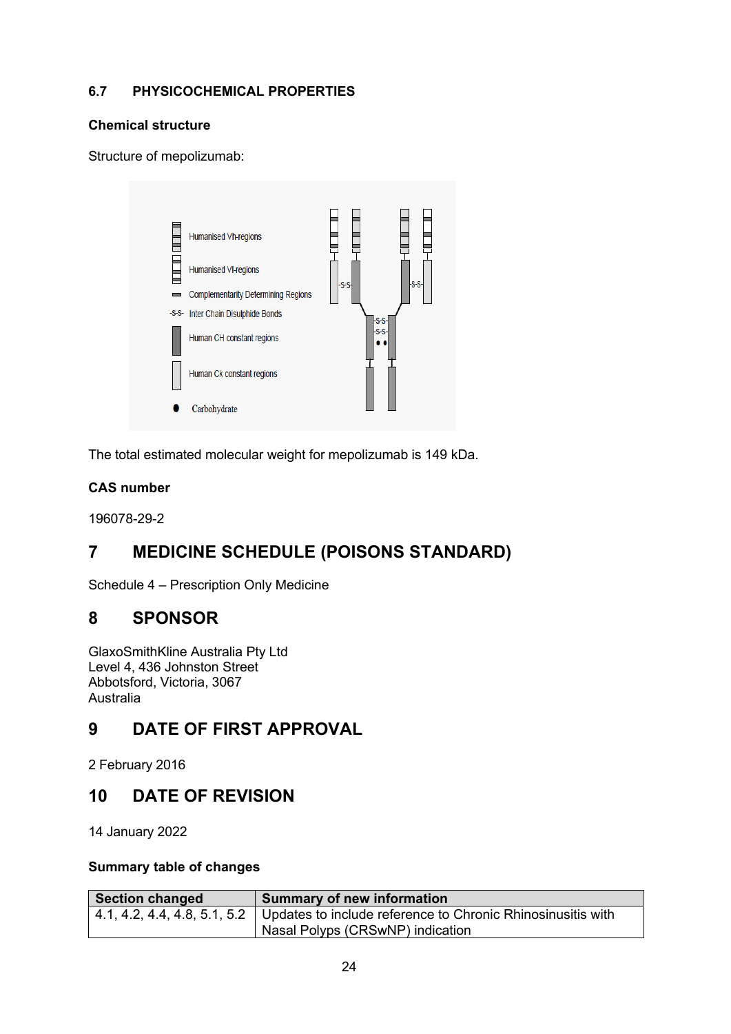### 6.7 PHYSICOCHEMICAL PROPERTIES

**Chemical structure**

Structure of mepolizumab:

The total estimated molecular weight for mepolizumab is 149 kDa.

**CAS number**

196078-29-2

## 7 MEDICINE SCHEDULE (POISONS STANDARD)

Schedule 4 – Prescription Only Medicine

## 8 SPONSOR

GlaxoSmithKline Australia Pty Ltd
Level 4, 436 Johnston Street
Abbotsford, Victoria, 3067
Australia

## 9 DATE OF FIRST APPROVAL

2 February 2016

## 10 DATE OF REVISION

14 January 2022

**Summary table of changes**

| Section changed | Summary of new information |
|---|---|
| 4.1, 4.2, 4.4, 4.8, 5.1, 5.2 | Updates to include reference to Chronic Rhinosinusitis with Nasal Polyps (CRSwNP) indication |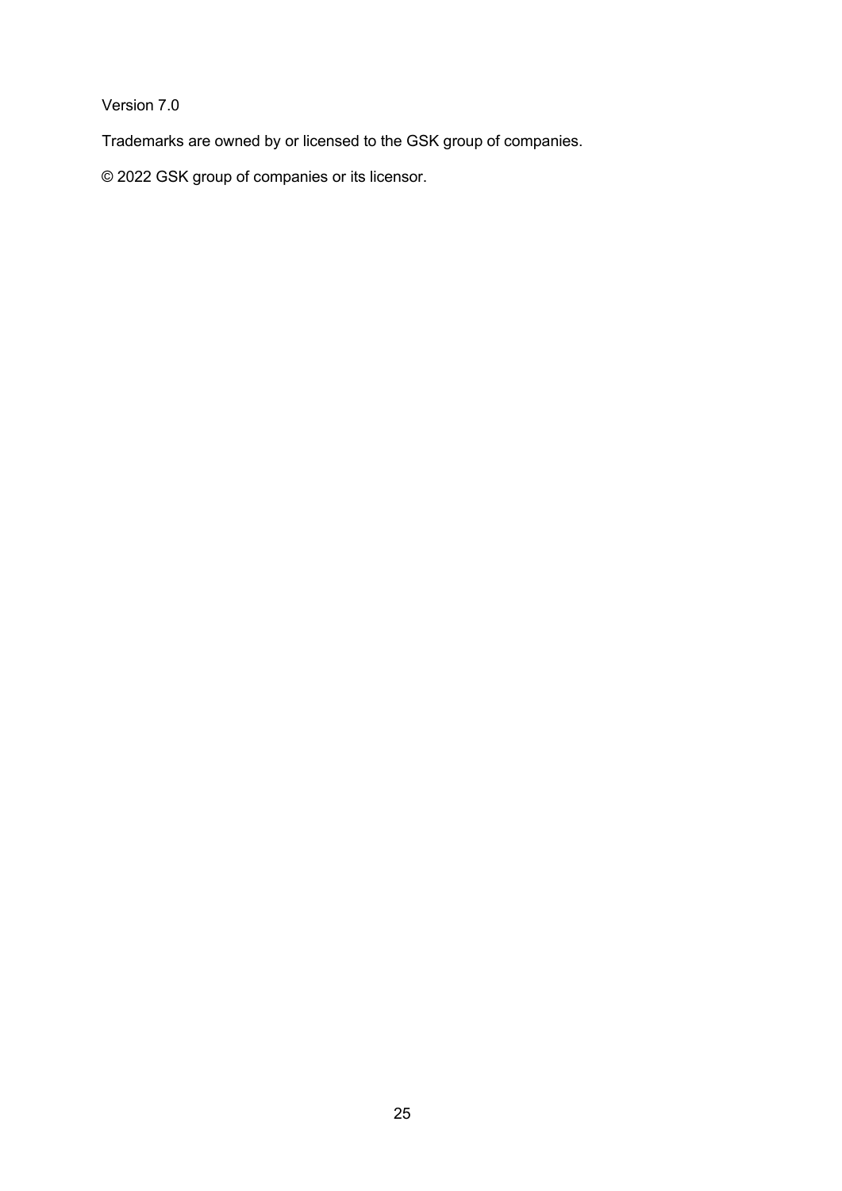Version 7.0

Trademarks are owned by or licensed to the GSK group of companies.

© 2022 GSK group of companies or its licensor.